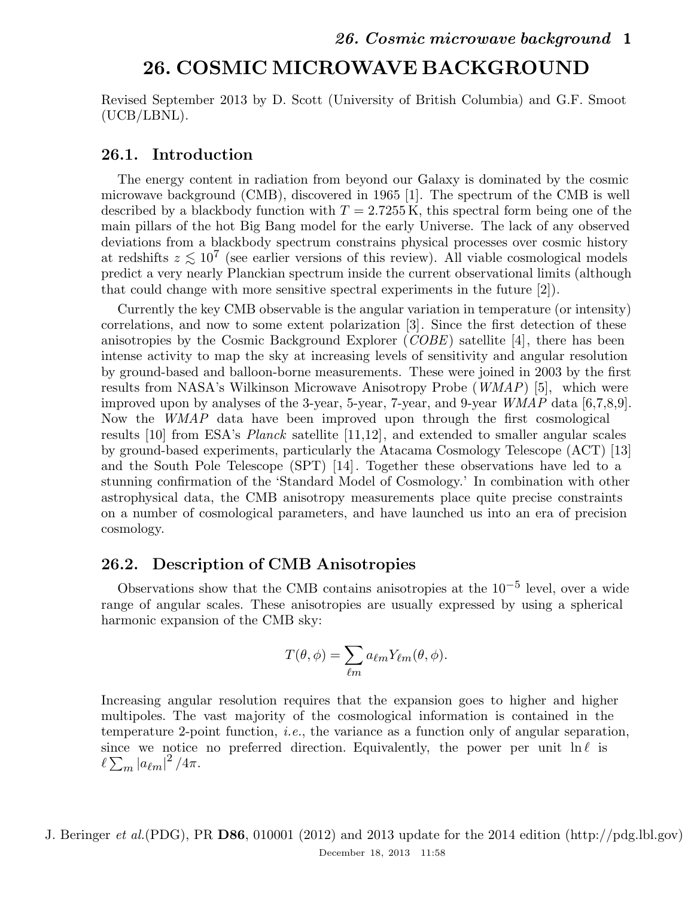# 26. COSMIC MICROWAVE BACKGROUND

Revised September 2013 by D. Scott (University of British Columbia) and G.F. Smoot (UCB/LBNL).

## 26.1. Introduction

The energy content in radiation from beyond our Galaxy is dominated by the cosmic microwave background (CMB), discovered in 1965 [1]. The spectrum of the CMB is well described by a blackbody function with $T = 2.7255\,\mathrm{K}$, this spectral form being one of the main pillars of the hot Big Bang model for the early Universe. The lack of any observed deviations from a blackbody spectrum constrains physical processes over cosmic history at redshifts $z \lesssim 10^7$ (see earlier versions of this review). All viable cosmological models predict a very nearly Planckian spectrum inside the current observational limits (although that could change with more sensitive spectral experiments in the future [2]).

Currently the key CMB observable is the angular variation in temperature (or intensity) correlations, and now to some extent polarization [3]. Since the first detection of these anisotropies by the Cosmic Background Explorer (*COBE*) satellite [4], there has been intense activity to map the sky at increasing levels of sensitivity and angular resolution by ground-based and balloon-borne measurements. These were joined in 2003 by the first results from NASA's Wilkinson Microwave Anisotropy Probe (*WMAP*) [5], which were improved upon by analyses of the 3-year, 5-year, 7-year, and 9-year *WMAP* data [6,7,8,9]. Now the *WMAP* data have been improved upon through the first cosmological results [10] from ESA's *Planck* satellite [11,12], and extended to smaller angular scales by ground-based experiments, particularly the Atacama Cosmology Telescope (ACT) [13] and the South Pole Telescope (SPT) [14]. Together these observations have led to a stunning confirmation of the 'Standard Model of Cosmology.' In combination with other astrophysical data, the CMB anisotropy measurements place quite precise constraints on a number of cosmological parameters, and have launched us into an era of precision cosmology.

## 26.2. Description of CMB Anisotropies

Observations show that the CMB contains anisotropies at the $10^{-5}$ level, over a wide range of angular scales. These anisotropies are usually expressed by using a spherical harmonic expansion of the CMB sky:

$$T(\theta, \phi) = \sum_{\ell m} a_{\ell m} Y_{\ell m}(\theta, \phi).$$

Increasing angular resolution requires that the expansion goes to higher and higher multipoles. The vast majority of the cosmological information is contained in the temperature 2-point function, *i.e.*, the variance as a function only of angular separation, since we notice no preferred direction. Equivalently, the power per unit $\ln \ell$ is $\ell \sum_m |a_{\ell m}|^2 / 4\pi$.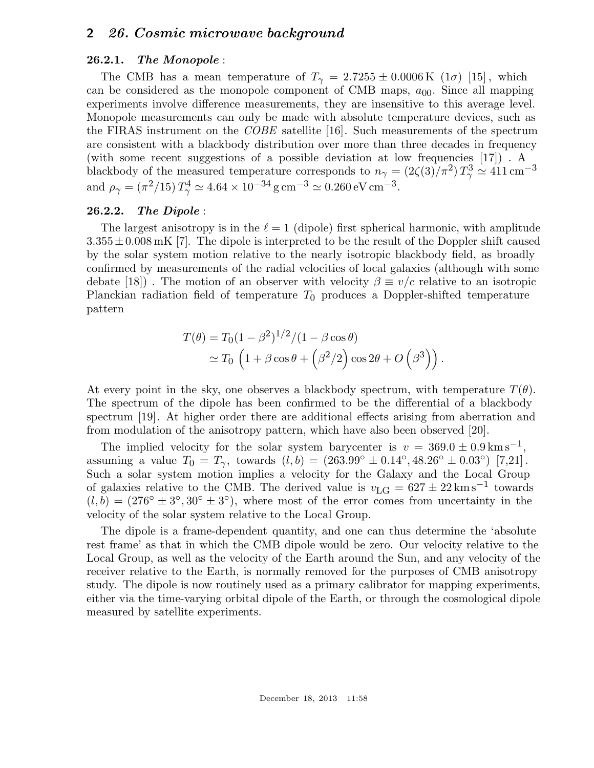### 26.2.1. *The Monopole* :

The CMB has a mean temperature of $T_\gamma = 2.7255 \pm 0.0006\,\mathrm{K}$ ($1\sigma$) [15], which can be considered as the monopole component of CMB maps, $a_{00}$. Since all mapping experiments involve difference measurements, they are insensitive to this average level. Monopole measurements can only be made with absolute temperature devices, such as the FIRAS instrument on the *COBE* satellite [16]. Such measurements of the spectrum are consistent with a blackbody distribution over more than three decades in frequency (with some recent suggestions of a possible deviation at low frequencies [17]) . A blackbody of the measured temperature corresponds to $n_\gamma = (2\zeta(3)/\pi^2)\,T_\gamma^3 \simeq 411\,\mathrm{cm}^{-3}$ and $\rho_\gamma = (\pi^2/15)\,T_\gamma^4 \simeq 4.64 \times 10^{-34}\,\mathrm{g\,cm}^{-3} \simeq 0.260\,\mathrm{eV\,cm}^{-3}$.

### 26.2.2. *The Dipole* :

The largest anisotropy is in the $\ell = 1$ (dipole) first spherical harmonic, with amplitude $3.355 \pm 0.008\,\mathrm{mK}$ [7]. The dipole is interpreted to be the result of the Doppler shift caused by the solar system motion relative to the nearly isotropic blackbody field, as broadly confirmed by measurements of the radial velocities of local galaxies (although with some debate [18]) . The motion of an observer with velocity $\beta \equiv v/c$ relative to an isotropic Planckian radiation field of temperature $T_0$ produces a Doppler-shifted temperature pattern

$$
\begin{aligned}
T(\theta) &= T_0(1-\beta^2)^{1/2}/(1-\beta\cos\theta) \\
&\simeq T_0\left(1 + \beta\cos\theta + \left(\beta^2/2\right)\cos 2\theta + O\left(\beta^3\right)\right).
\end{aligned}
$$

At every point in the sky, one observes a blackbody spectrum, with temperature $T(\theta)$. The spectrum of the dipole has been confirmed to be the differential of a blackbody spectrum [19]. At higher order there are additional effects arising from aberration and from modulation of the anisotropy pattern, which have also been observed [20].

The implied velocity for the solar system barycenter is $v = 369.0 \pm 0.9\,\mathrm{km\,s}^{-1}$, assuming a value $T_0 = T_\gamma$, towards $(l, b) = (263.99° \pm 0.14°, 48.26° \pm 0.03°)$ [7,21]. Such a solar system motion implies a velocity for the Galaxy and the Local Group of galaxies relative to the CMB. The derived value is $v_{\mathrm{LG}} = 627 \pm 22\,\mathrm{km\,s}^{-1}$ towards $(l, b) = (276° \pm 3°, 30° \pm 3°)$, where most of the error comes from uncertainty in the velocity of the solar system relative to the Local Group.

The dipole is a frame-dependent quantity, and one can thus determine the 'absolute rest frame' as that in which the CMB dipole would be zero. Our velocity relative to the Local Group, as well as the velocity of the Earth around the Sun, and any velocity of the receiver relative to the Earth, is normally removed for the purposes of CMB anisotropy study. The dipole is now routinely used as a primary calibrator for mapping experiments, either via the time-varying orbital dipole of the Earth, or through the cosmological dipole measured by satellite experiments.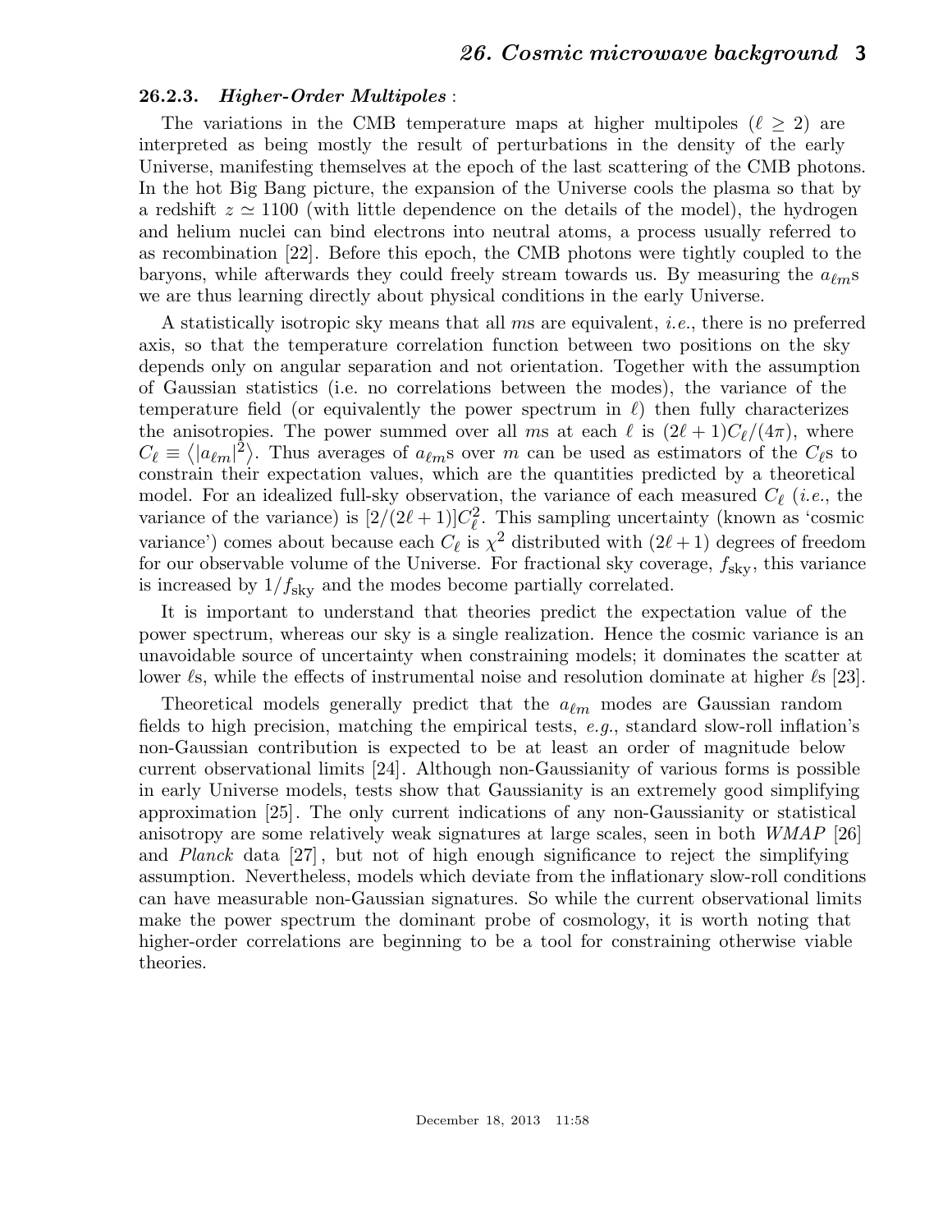### 26.2.3. *Higher-Order Multipoles* :

The variations in the CMB temperature maps at higher multipoles ($\ell \geq 2$) are interpreted as being mostly the result of perturbations in the density of the early Universe, manifesting themselves at the epoch of the last scattering of the CMB photons. In the hot Big Bang picture, the expansion of the Universe cools the plasma so that by a redshift $z \simeq 1100$ (with little dependence on the details of the model), the hydrogen and helium nuclei can bind electrons into neutral atoms, a process usually referred to as recombination [22]. Before this epoch, the CMB photons were tightly coupled to the baryons, while afterwards they could freely stream towards us. By measuring the $a_{\ell m}$s we are thus learning directly about physical conditions in the early Universe.

A statistically isotropic sky means that all $m$s are equivalent, *i.e.*, there is no preferred axis, so that the temperature correlation function between two positions on the sky depends only on angular separation and not orientation. Together with the assumption of Gaussian statistics (i.e. no correlations between the modes), the variance of the temperature field (or equivalently the power spectrum in $\ell$) then fully characterizes the anisotropies. The power summed over all $m$s at each $\ell$ is $(2\ell+1)C_\ell/(4\pi)$, where $C_\ell \equiv \left\langle |a_{\ell m}|^2 \right\rangle$. Thus averages of $a_{\ell m}$s over $m$ can be used as estimators of the $C_\ell$s to constrain their expectation values, which are the quantities predicted by a theoretical model. For an idealized full-sky observation, the variance of each measured $C_\ell$ (*i.e.*, the variance of the variance) is $[2/(2\ell+1)]C_\ell^2$. This sampling uncertainty (known as 'cosmic variance') comes about because each $C_\ell$ is $\chi^2$ distributed with $(2\ell+1)$ degrees of freedom for our observable volume of the Universe. For fractional sky coverage, $f_{\rm sky}$, this variance is increased by $1/f_{\rm sky}$ and the modes become partially correlated.

It is important to understand that theories predict the expectation value of the power spectrum, whereas our sky is a single realization. Hence the cosmic variance is an unavoidable source of uncertainty when constraining models; it dominates the scatter at lower $\ell$s, while the effects of instrumental noise and resolution dominate at higher $\ell$s [23].

Theoretical models generally predict that the $a_{\ell m}$ modes are Gaussian random fields to high precision, matching the empirical tests, *e.g.*, standard slow-roll inflation's non-Gaussian contribution is expected to be at least an order of magnitude below current observational limits [24]. Although non-Gaussianity of various forms is possible in early Universe models, tests show that Gaussianity is an extremely good simplifying approximation [25]. The only current indications of any non-Gaussianity or statistical anisotropy are some relatively weak signatures at large scales, seen in both *WMAP* [26] and *Planck* data [27], but not of high enough significance to reject the simplifying assumption. Nevertheless, models which deviate from the inflationary slow-roll conditions can have measurable non-Gaussian signatures. So while the current observational limits make the power spectrum the dominant probe of cosmology, it is worth noting that higher-order correlations are beginning to be a tool for constraining otherwise viable theories.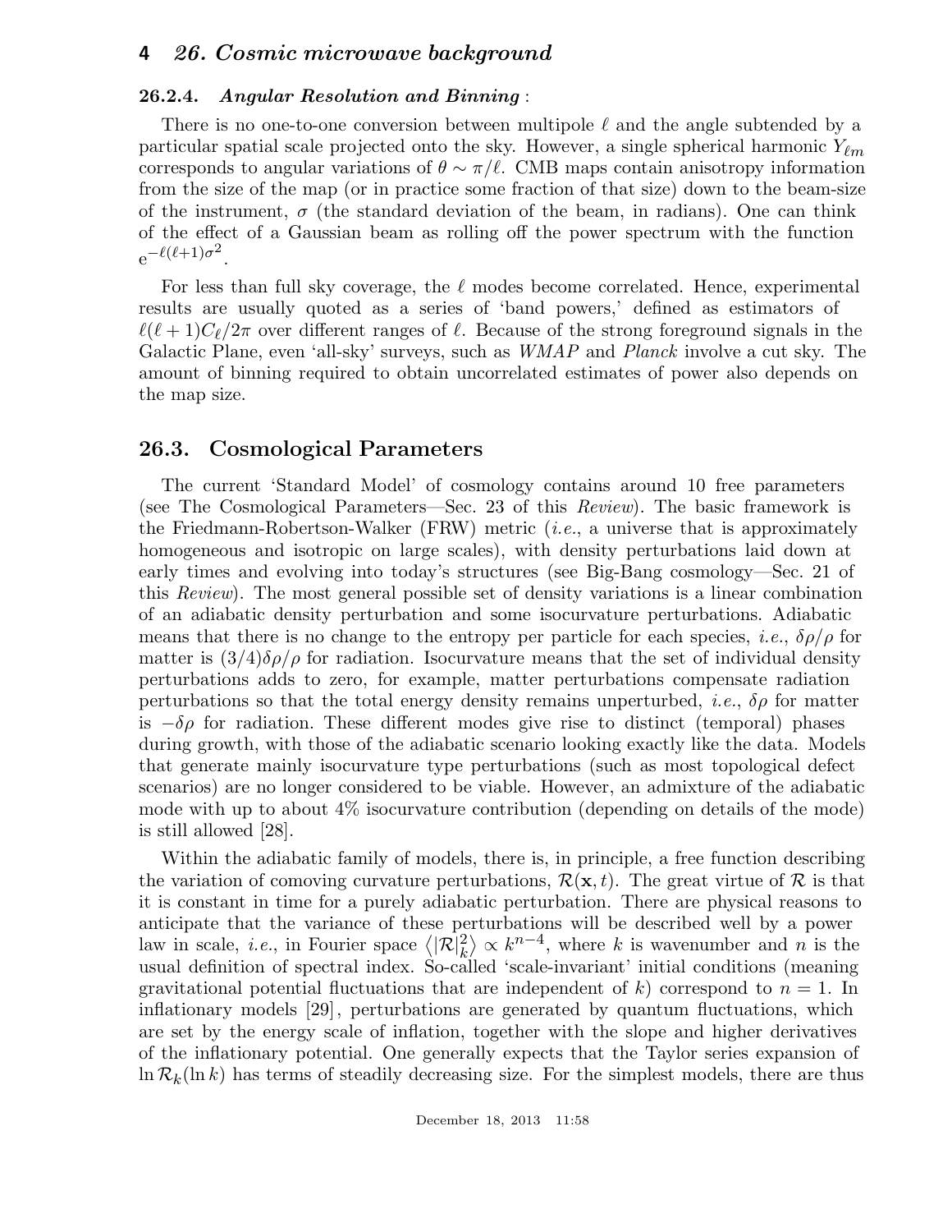### 26.2.4. *Angular Resolution and Binning* :

There is no one-to-one conversion between multipole $\ell$ and the angle subtended by a particular spatial scale projected onto the sky. However, a single spherical harmonic $Y_{\ell m}$ corresponds to angular variations of $\theta \sim \pi/\ell$. CMB maps contain anisotropy information from the size of the map (or in practice some fraction of that size) down to the beam-size of the instrument, $\sigma$ (the standard deviation of the beam, in radians). One can think of the effect of a Gaussian beam as rolling off the power spectrum with the function $\mathrm{e}^{-\ell(\ell+1)\sigma^2}$.

For less than full sky coverage, the $\ell$ modes become correlated. Hence, experimental results are usually quoted as a series of 'band powers,' defined as estimators of $\ell(\ell+1)C_\ell/2\pi$ over different ranges of $\ell$. Because of the strong foreground signals in the Galactic Plane, even 'all-sky' surveys, such as *WMAP* and *Planck* involve a cut sky. The amount of binning required to obtain uncorrelated estimates of power also depends on the map size.

## 26.3. Cosmological Parameters

The current 'Standard Model' of cosmology contains around 10 free parameters (see The Cosmological Parameters—Sec. 23 of this *Review*). The basic framework is the Friedmann-Robertson-Walker (FRW) metric (*i.e.*, a universe that is approximately homogeneous and isotropic on large scales), with density perturbations laid down at early times and evolving into today's structures (see Big-Bang cosmology—Sec. 21 of this *Review*). The most general possible set of density variations is a linear combination of an adiabatic density perturbation and some isocurvature perturbations. Adiabatic means that there is no change to the entropy per particle for each species, *i.e.*, $\delta\rho/\rho$ for matter is $(3/4)\delta\rho/\rho$ for radiation. Isocurvature means that the set of individual density perturbations adds to zero, for example, matter perturbations compensate radiation perturbations so that the total energy density remains unperturbed, *i.e.*, $\delta\rho$ for matter is $-\delta\rho$ for radiation. These different modes give rise to distinct (temporal) phases during growth, with those of the adiabatic scenario looking exactly like the data. Models that generate mainly isocurvature type perturbations (such as most topological defect scenarios) are no longer considered to be viable. However, an admixture of the adiabatic mode with up to about 4% isocurvature contribution (depending on details of the mode) is still allowed [28].

Within the adiabatic family of models, there is, in principle, a free function describing the variation of comoving curvature perturbations, $\mathcal{R}(\mathbf{x}, t)$. The great virtue of $\mathcal{R}$ is that it is constant in time for a purely adiabatic perturbation. There are physical reasons to anticipate that the variance of these perturbations will be described well by a power law in scale, *i.e.*, in Fourier space $\left\langle |\mathcal{R}|_k^2 \right\rangle \propto k^{n-4}$, where $k$ is wavenumber and $n$ is the usual definition of spectral index. So-called 'scale-invariant' initial conditions (meaning gravitational potential fluctuations that are independent of $k$) correspond to $n = 1$. In inflationary models [29], perturbations are generated by quantum fluctuations, which are set by the energy scale of inflation, together with the slope and higher derivatives of the inflationary potential. One generally expects that the Taylor series expansion of $\ln \mathcal{R}_k(\ln k)$ has terms of steadily decreasing size. For the simplest models, there are thus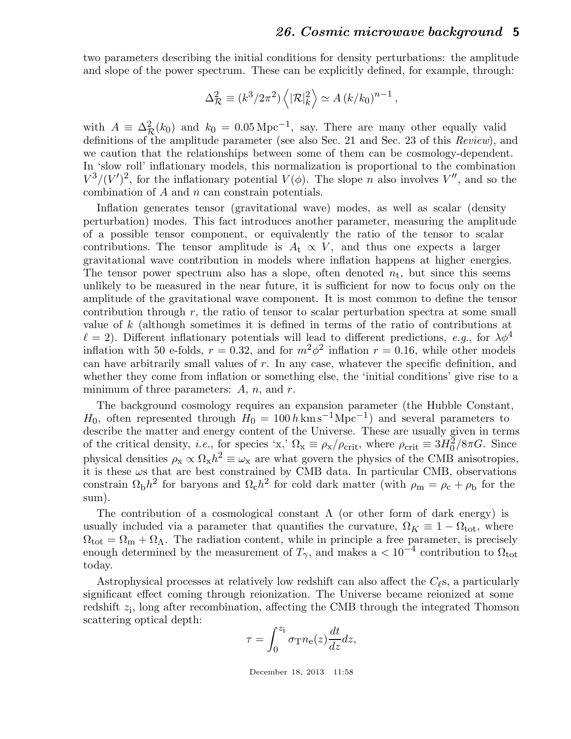two parameters describing the initial conditions for density perturbations: the amplitude and slope of the power spectrum. These can be explicitly defined, for example, through:

$$\Delta^2_{\mathcal{R}} \equiv (k^3/2\pi^2)\left\langle |\mathcal{R}|^2_k \right\rangle \simeq A\,(k/k_0)^{n-1}\,,$$

with $A \equiv \Delta^2_{\mathcal{R}}(k_0)$ and $k_0 = 0.05\,\mathrm{Mpc}^{-1}$, say. There are many other equally valid definitions of the amplitude parameter (see also Sec. 21 and Sec. 23 of this *Review*), and we caution that the relationships between some of them can be cosmology-dependent. In 'slow roll' inflationary models, this normalization is proportional to the combination $V^3/(V')^2$, for the inflationary potential $V(\phi)$. The slope $n$ also involves $V''$, and so the combination of $A$ and $n$ can constrain potentials.

Inflation generates tensor (gravitational wave) modes, as well as scalar (density perturbation) modes. This fact introduces another parameter, measuring the amplitude of a possible tensor component, or equivalently the ratio of the tensor to scalar contributions. The tensor amplitude is $A_\mathrm{t} \propto V$, and thus one expects a larger gravitational wave contribution in models where inflation happens at higher energies. The tensor power spectrum also has a slope, often denoted $n_\mathrm{t}$, but since this seems unlikely to be measured in the near future, it is sufficient for now to focus only on the amplitude of the gravitational wave component. It is most common to define the tensor contribution through $r$, the ratio of tensor to scalar perturbation spectra at some small value of $k$ (although sometimes it is defined in terms of the ratio of contributions at $\ell = 2$). Different inflationary potentials will lead to different predictions, *e.g.*, for $\lambda\phi^4$ inflation with 50 e-folds, $r = 0.32$, and for $m^2\phi^2$ inflation $r = 0.16$, while other models can have arbitrarily small values of $r$. In any case, whatever the specific definition, and whether they come from inflation or something else, the 'initial conditions' give rise to a minimum of three parameters: $A$, $n$, and $r$.

The background cosmology requires an expansion parameter (the Hubble Constant, $H_0$, often represented through $H_0 = 100\,h\,\mathrm{km\,s^{-1}Mpc^{-1}}$) and several parameters to describe the matter and energy content of the Universe. These are usually given in terms of the critical density, *i.e.*, for species 'x,' $\Omega_\mathrm{x} \equiv \rho_\mathrm{x}/\rho_\mathrm{crit}$, where $\rho_\mathrm{crit} \equiv 3H_0^2/8\pi G$. Since physical densities $\rho_\mathrm{x} \propto \Omega_\mathrm{x}h^2 \equiv \omega_\mathrm{x}$ are what govern the physics of the CMB anisotropies, it is these $\omega$s that are best constrained by CMB data. In particular CMB, observations constrain $\Omega_\mathrm{b}h^2$ for baryons and $\Omega_\mathrm{c}h^2$ for cold dark matter (with $\rho_\mathrm{m} = \rho_\mathrm{c} + \rho_\mathrm{b}$ for the sum).

The contribution of a cosmological constant $\Lambda$ (or other form of dark energy) is usually included via a parameter that quantifies the curvature, $\Omega_K \equiv 1 - \Omega_\mathrm{tot}$, where $\Omega_\mathrm{tot} = \Omega_\mathrm{m} + \Omega_\Lambda$. The radiation content, while in principle a free parameter, is precisely enough determined by the measurement of $T_\gamma$, and makes a $< 10^{-4}$ contribution to $\Omega_\mathrm{tot}$ today.

Astrophysical processes at relatively low redshift can also affect the $C_\ell$s, a particularly significant effect coming through reionization. The Universe became reionized at some redshift $z_\mathrm{i}$, long after recombination, affecting the CMB through the integrated Thomson scattering optical depth:

$$\tau = \int_0^{z_\mathrm{i}} \sigma_\mathrm{T} n_\mathrm{e}(z)\frac{dt}{dz}dz,$$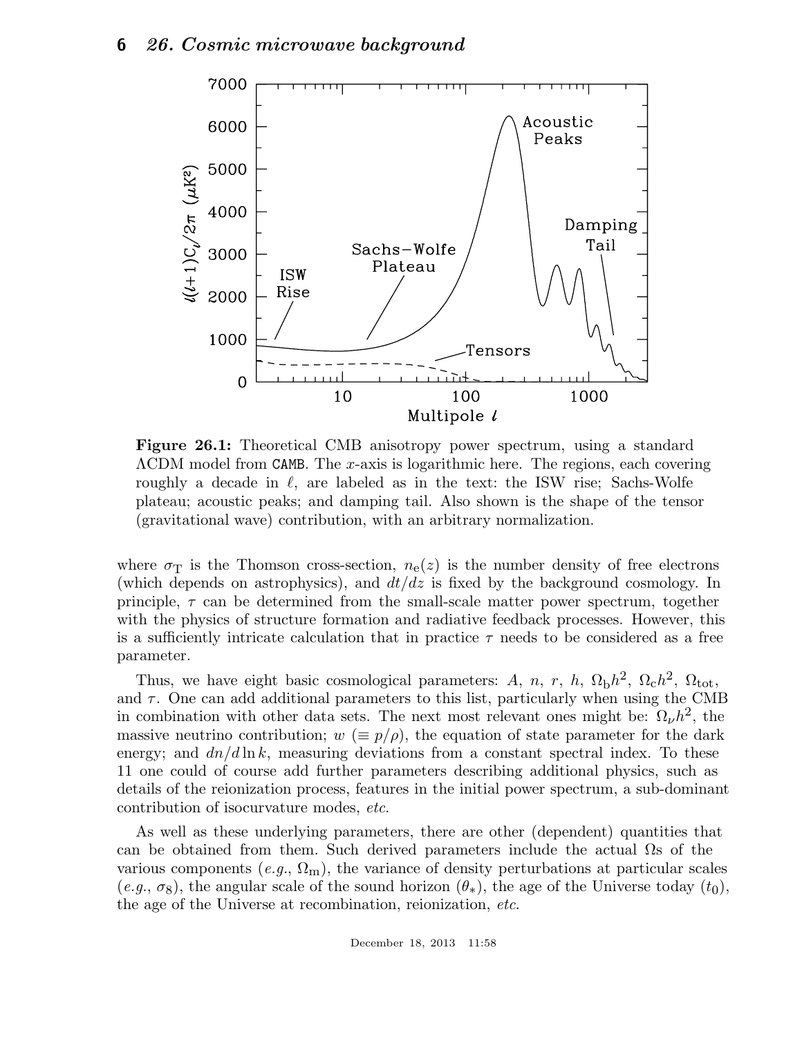**Figure 26.1:** Theoretical CMB anisotropy power spectrum, using a standard $\Lambda$CDM model from CAMB. The $x$-axis is logarithmic here. The regions, each covering roughly a decade in $\ell$, are labeled as in the text: the ISW rise; Sachs-Wolfe plateau; acoustic peaks; and damping tail. Also shown is the shape of the tensor (gravitational wave) contribution, with an arbitrary normalization.

where $\sigma_{\rm T}$ is the Thomson cross-section, $n_{\rm e}(z)$ is the number density of free electrons (which depends on astrophysics), and $dt/dz$ is fixed by the background cosmology. In principle, $\tau$ can be determined from the small-scale matter power spectrum, together with the physics of structure formation and radiative feedback processes. However, this is a sufficiently intricate calculation that in practice $\tau$ needs to be considered as a free parameter.

Thus, we have eight basic cosmological parameters: $A$, $n$, $r$, $h$, $\Omega_{\rm b}h^2$, $\Omega_{\rm c}h^2$, $\Omega_{\rm tot}$, and $\tau$. One can add additional parameters to this list, particularly when using the CMB in combination with other data sets. The next most relevant ones might be: $\Omega_\nu h^2$, the massive neutrino contribution; $w$ ($\equiv p/\rho$), the equation of state parameter for the dark energy; and $dn/d\ln k$, measuring deviations from a constant spectral index. To these 11 one could of course add further parameters describing additional physics, such as details of the reionization process, features in the initial power spectrum, a sub-dominant contribution of isocurvature modes, *etc.*

As well as these underlying parameters, there are other (dependent) quantities that can be obtained from them. Such derived parameters include the actual $\Omega$s of the various components (*e.g.*, $\Omega_{\rm m}$), the variance of density perturbations at particular scales (*e.g.*, $\sigma_8$), the angular scale of the sound horizon ($\theta_*$), the age of the Universe today ($t_0$), the age of the Universe at recombination, reionization, *etc.*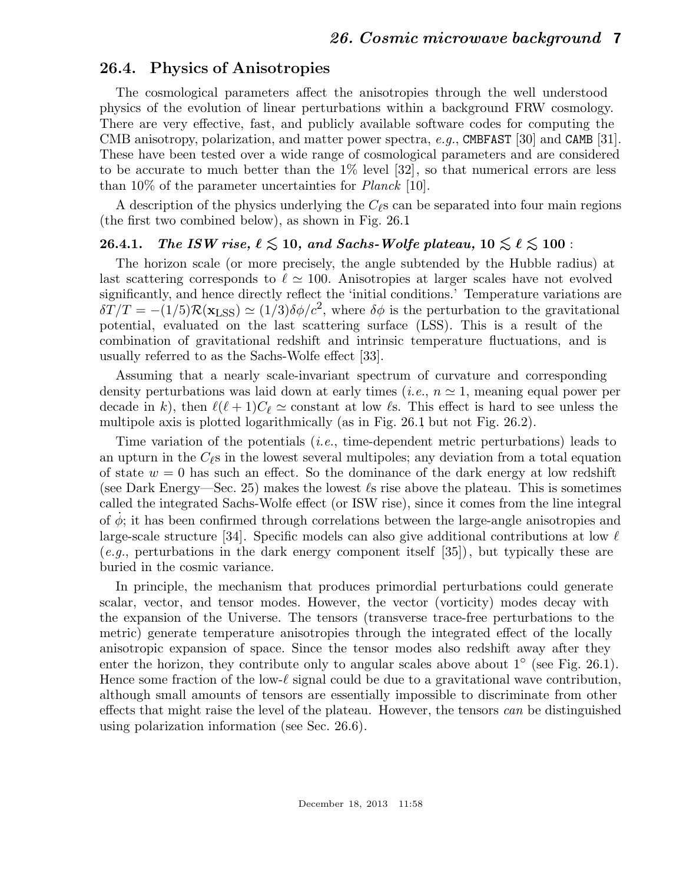## 26.4. Physics of Anisotropies

The cosmological parameters affect the anisotropies through the well understood physics of the evolution of linear perturbations within a background FRW cosmology. There are very effective, fast, and publicly available software codes for computing the CMB anisotropy, polarization, and matter power spectra, *e.g.*, `CMBFAST` [30] and `CAMB` [31]. These have been tested over a wide range of cosmological parameters and are considered to be accurate to much better than the 1% level [32], so that numerical errors are less than 10% of the parameter uncertainties for *Planck* [10].

A description of the physics underlying the $C_\ell$s can be separated into four main regions (the first two combined below), as shown in Fig. 26.1

### 26.4.1. *The ISW rise, $\ell \lesssim 10$, and Sachs-Wolfe plateau, $10 \lesssim \ell \lesssim 100$* :

The horizon scale (or more precisely, the angle subtended by the Hubble radius) at last scattering corresponds to $\ell \simeq 100$. Anisotropies at larger scales have not evolved significantly, and hence directly reflect the 'initial conditions.' Temperature variations are $\delta T/T = -(1/5)\mathcal{R}(\mathbf{x}_{\rm LSS}) \simeq (1/3)\delta\phi/c^2$, where $\delta\phi$ is the perturbation to the gravitational potential, evaluated on the last scattering surface (LSS). This is a result of the combination of gravitational redshift and intrinsic temperature fluctuations, and is usually referred to as the Sachs-Wolfe effect [33].

Assuming that a nearly scale-invariant spectrum of curvature and corresponding density perturbations was laid down at early times (*i.e.*, $n \simeq 1$, meaning equal power per decade in $k$), then $\ell(\ell+1)C_\ell \simeq$ constant at low $\ell$s. This effect is hard to see unless the multipole axis is plotted logarithmically (as in Fig. 26.1 but not Fig. 26.2).

Time variation of the potentials (*i.e.*, time-dependent metric perturbations) leads to an upturn in the $C_\ell$s in the lowest several multipoles; any deviation from a total equation of state $w = 0$ has such an effect. So the dominance of the dark energy at low redshift (see Dark Energy—Sec. 25) makes the lowest $\ell$s rise above the plateau. This is sometimes called the integrated Sachs-Wolfe effect (or ISW rise), since it comes from the line integral of $\dot{\phi}$; it has been confirmed through correlations between the large-angle anisotropies and large-scale structure [34]. Specific models can also give additional contributions at low $\ell$ (*e.g.*, perturbations in the dark energy component itself [35]), but typically these are buried in the cosmic variance.

In principle, the mechanism that produces primordial perturbations could generate scalar, vector, and tensor modes. However, the vector (vorticity) modes decay with the expansion of the Universe. The tensors (transverse trace-free perturbations to the metric) generate temperature anisotropies through the integrated effect of the locally anisotropic expansion of space. Since the tensor modes also redshift away after they enter the horizon, they contribute only to angular scales above about $1^\circ$ (see Fig. 26.1). Hence some fraction of the low-$\ell$ signal could be due to a gravitational wave contribution, although small amounts of tensors are essentially impossible to discriminate from other effects that might raise the level of the plateau. However, the tensors *can* be distinguished using polarization information (see Sec. 26.6).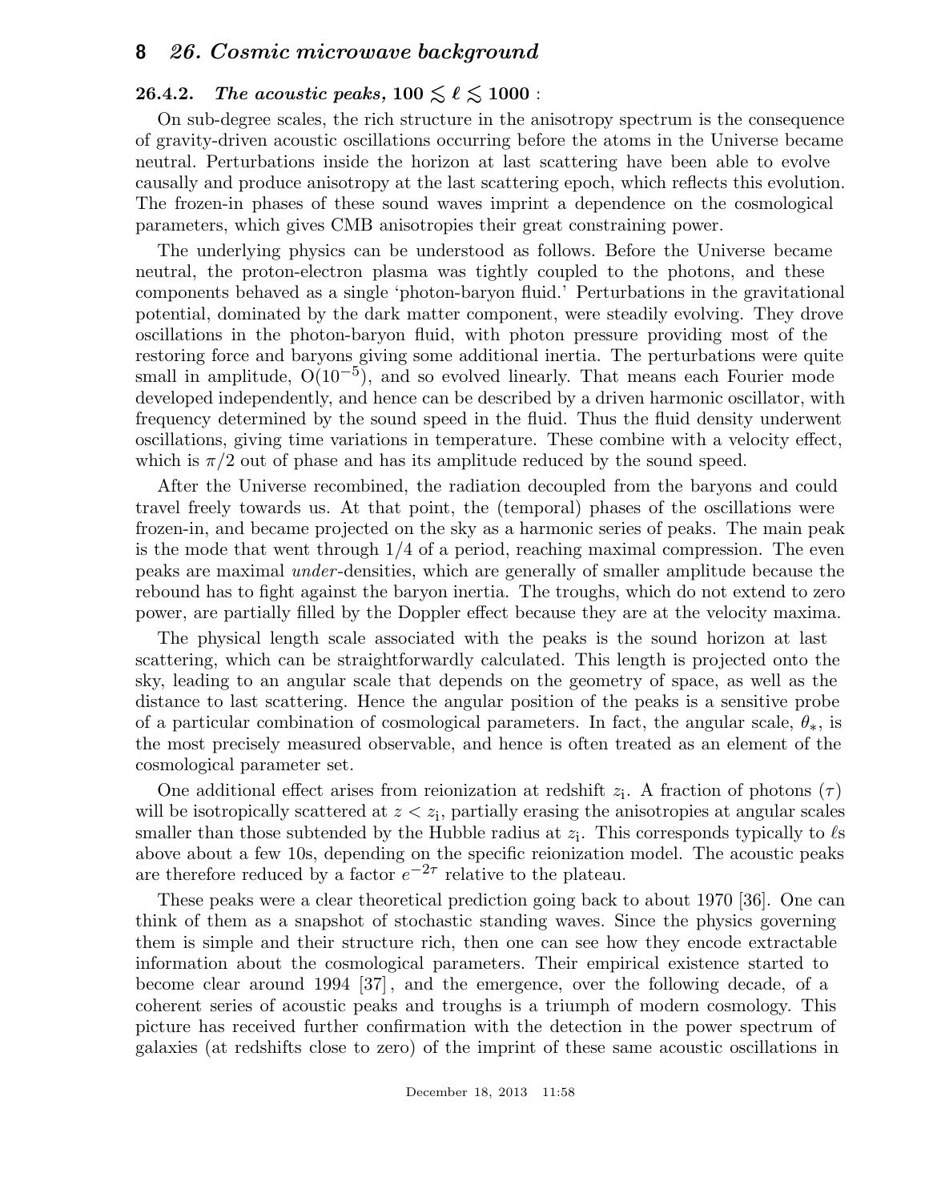### 26.4.2. *The acoustic peaks,* $100 \lesssim \ell \lesssim 1000$ :

On sub-degree scales, the rich structure in the anisotropy spectrum is the consequence of gravity-driven acoustic oscillations occurring before the atoms in the Universe became neutral. Perturbations inside the horizon at last scattering have been able to evolve causally and produce anisotropy at the last scattering epoch, which reflects this evolution. The frozen-in phases of these sound waves imprint a dependence on the cosmological parameters, which gives CMB anisotropies their great constraining power.

The underlying physics can be understood as follows. Before the Universe became neutral, the proton-electron plasma was tightly coupled to the photons, and these components behaved as a single 'photon-baryon fluid.' Perturbations in the gravitational potential, dominated by the dark matter component, were steadily evolving. They drove oscillations in the photon-baryon fluid, with photon pressure providing most of the restoring force and baryons giving some additional inertia. The perturbations were quite small in amplitude, $O(10^{-5})$, and so evolved linearly. That means each Fourier mode developed independently, and hence can be described by a driven harmonic oscillator, with frequency determined by the sound speed in the fluid. Thus the fluid density underwent oscillations, giving time variations in temperature. These combine with a velocity effect, which is $\pi/2$ out of phase and has its amplitude reduced by the sound speed.

After the Universe recombined, the radiation decoupled from the baryons and could travel freely towards us. At that point, the (temporal) phases of the oscillations were frozen-in, and became projected on the sky as a harmonic series of peaks. The main peak is the mode that went through 1/4 of a period, reaching maximal compression. The even peaks are maximal *under*-densities, which are generally of smaller amplitude because the rebound has to fight against the baryon inertia. The troughs, which do not extend to zero power, are partially filled by the Doppler effect because they are at the velocity maxima.

The physical length scale associated with the peaks is the sound horizon at last scattering, which can be straightforwardly calculated. This length is projected onto the sky, leading to an angular scale that depends on the geometry of space, as well as the distance to last scattering. Hence the angular position of the peaks is a sensitive probe of a particular combination of cosmological parameters. In fact, the angular scale, $\theta_*$, is the most precisely measured observable, and hence is often treated as an element of the cosmological parameter set.

One additional effect arises from reionization at redshift $z_{\rm i}$. A fraction of photons ($\tau$) will be isotropically scattered at $z < z_{\rm i}$, partially erasing the anisotropies at angular scales smaller than those subtended by the Hubble radius at $z_{\rm i}$. This corresponds typically to $\ell$s above about a few 10s, depending on the specific reionization model. The acoustic peaks are therefore reduced by a factor $e^{-2\tau}$ relative to the plateau.

These peaks were a clear theoretical prediction going back to about 1970 [36]. One can think of them as a snapshot of stochastic standing waves. Since the physics governing them is simple and their structure rich, then one can see how they encode extractable information about the cosmological parameters. Their empirical existence started to become clear around 1994 [37], and the emergence, over the following decade, of a coherent series of acoustic peaks and troughs is a triumph of modern cosmology. This picture has received further confirmation with the detection in the power spectrum of galaxies (at redshifts close to zero) of the imprint of these same acoustic oscillations in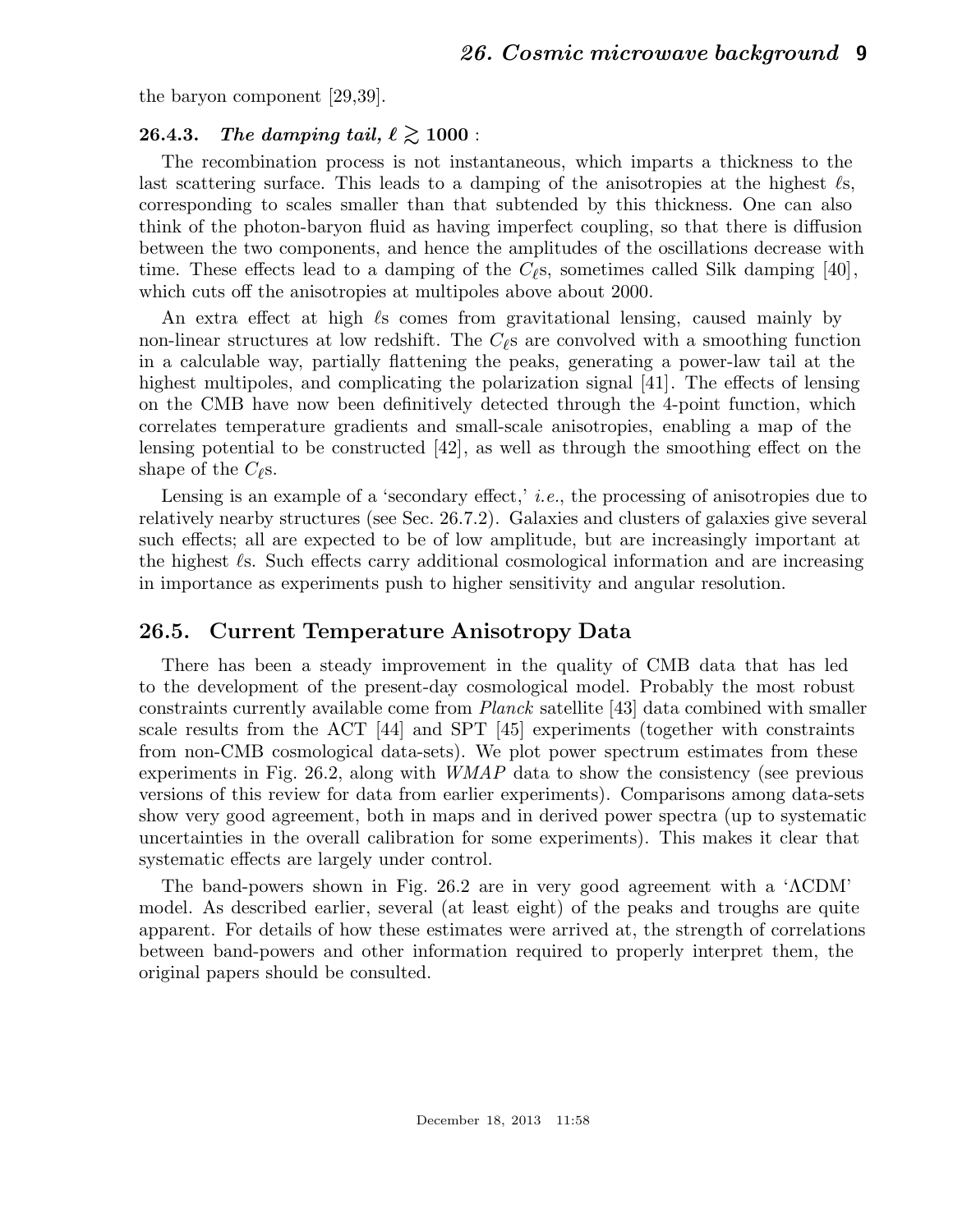the baryon component [29,39].

### 26.4.3. *The damping tail, $\ell \gtrsim 1000$* :

The recombination process is not instantaneous, which imparts a thickness to the last scattering surface. This leads to a damping of the anisotropies at the highest $\ell$s, corresponding to scales smaller than that subtended by this thickness. One can also think of the photon-baryon fluid as having imperfect coupling, so that there is diffusion between the two components, and hence the amplitudes of the oscillations decrease with time. These effects lead to a damping of the $C_\ell$s, sometimes called Silk damping [40], which cuts off the anisotropies at multipoles above about 2000.

An extra effect at high $\ell$s comes from gravitational lensing, caused mainly by non-linear structures at low redshift. The $C_\ell$s are convolved with a smoothing function in a calculable way, partially flattening the peaks, generating a power-law tail at the highest multipoles, and complicating the polarization signal [41]. The effects of lensing on the CMB have now been definitively detected through the 4-point function, which correlates temperature gradients and small-scale anisotropies, enabling a map of the lensing potential to be constructed [42], as well as through the smoothing effect on the shape of the $C_\ell$s.

Lensing is an example of a 'secondary effect,' *i.e.*, the processing of anisotropies due to relatively nearby structures (see Sec. 26.7.2). Galaxies and clusters of galaxies give several such effects; all are expected to be of low amplitude, but are increasingly important at the highest $\ell$s. Such effects carry additional cosmological information and are increasing in importance as experiments push to higher sensitivity and angular resolution.

## 26.5. Current Temperature Anisotropy Data

There has been a steady improvement in the quality of CMB data that has led to the development of the present-day cosmological model. Probably the most robust constraints currently available come from *Planck* satellite [43] data combined with smaller scale results from the ACT [44] and SPT [45] experiments (together with constraints from non-CMB cosmological data-sets). We plot power spectrum estimates from these experiments in Fig. 26.2, along with *WMAP* data to show the consistency (see previous versions of this review for data from earlier experiments). Comparisons among data-sets show very good agreement, both in maps and in derived power spectra (up to systematic uncertainties in the overall calibration for some experiments). This makes it clear that systematic effects are largely under control.

The band-powers shown in Fig. 26.2 are in very good agreement with a '$\Lambda$CDM' model. As described earlier, several (at least eight) of the peaks and troughs are quite apparent. For details of how these estimates were arrived at, the strength of correlations between band-powers and other information required to properly interpret them, the original papers should be consulted.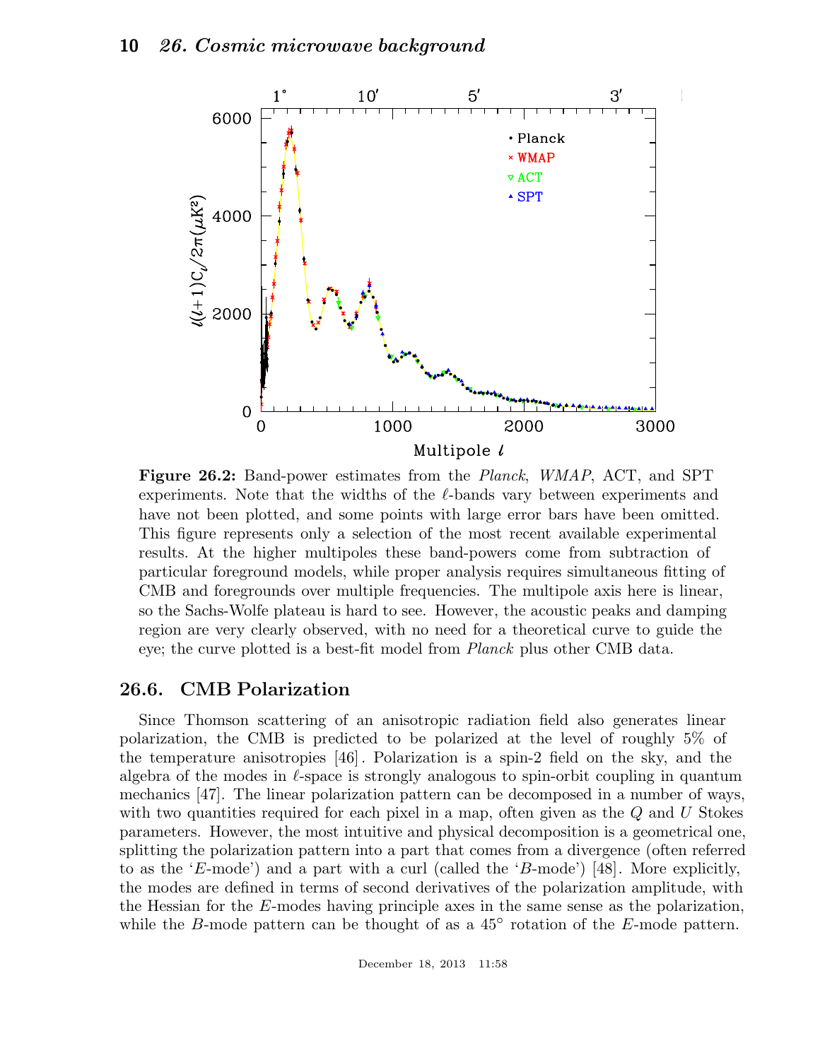**Figure 26.2:** Band-power estimates from the *Planck*, *WMAP*, ACT, and SPT experiments. Note that the widths of the $\ell$-bands vary between experiments and have not been plotted, and some points with large error bars have been omitted. This figure represents only a selection of the most recent available experimental results. At the higher multipoles these band-powers come from subtraction of particular foreground models, while proper analysis requires simultaneous fitting of CMB and foregrounds over multiple frequencies. The multipole axis here is linear, so the Sachs-Wolfe plateau is hard to see. However, the acoustic peaks and damping region are very clearly observed, with no need for a theoretical curve to guide the eye; the curve plotted is a best-fit model from *Planck* plus other CMB data.

## 26.6. CMB Polarization

Since Thomson scattering of an anisotropic radiation field also generates linear polarization, the CMB is predicted to be polarized at the level of roughly 5% of the temperature anisotropies [46]. Polarization is a spin-2 field on the sky, and the algebra of the modes in $\ell$-space is strongly analogous to spin-orbit coupling in quantum mechanics [47]. The linear polarization pattern can be decomposed in a number of ways, with two quantities required for each pixel in a map, often given as the $Q$ and $U$ Stokes parameters. However, the most intuitive and physical decomposition is a geometrical one, splitting the polarization pattern into a part that comes from a divergence (often referred to as the '$E$-mode') and a part with a curl (called the '$B$-mode') [48]. More explicitly, the modes are defined in terms of second derivatives of the polarization amplitude, with the Hessian for the $E$-modes having principle axes in the same sense as the polarization, while the $B$-mode pattern can be thought of as a 45° rotation of the $E$-mode pattern.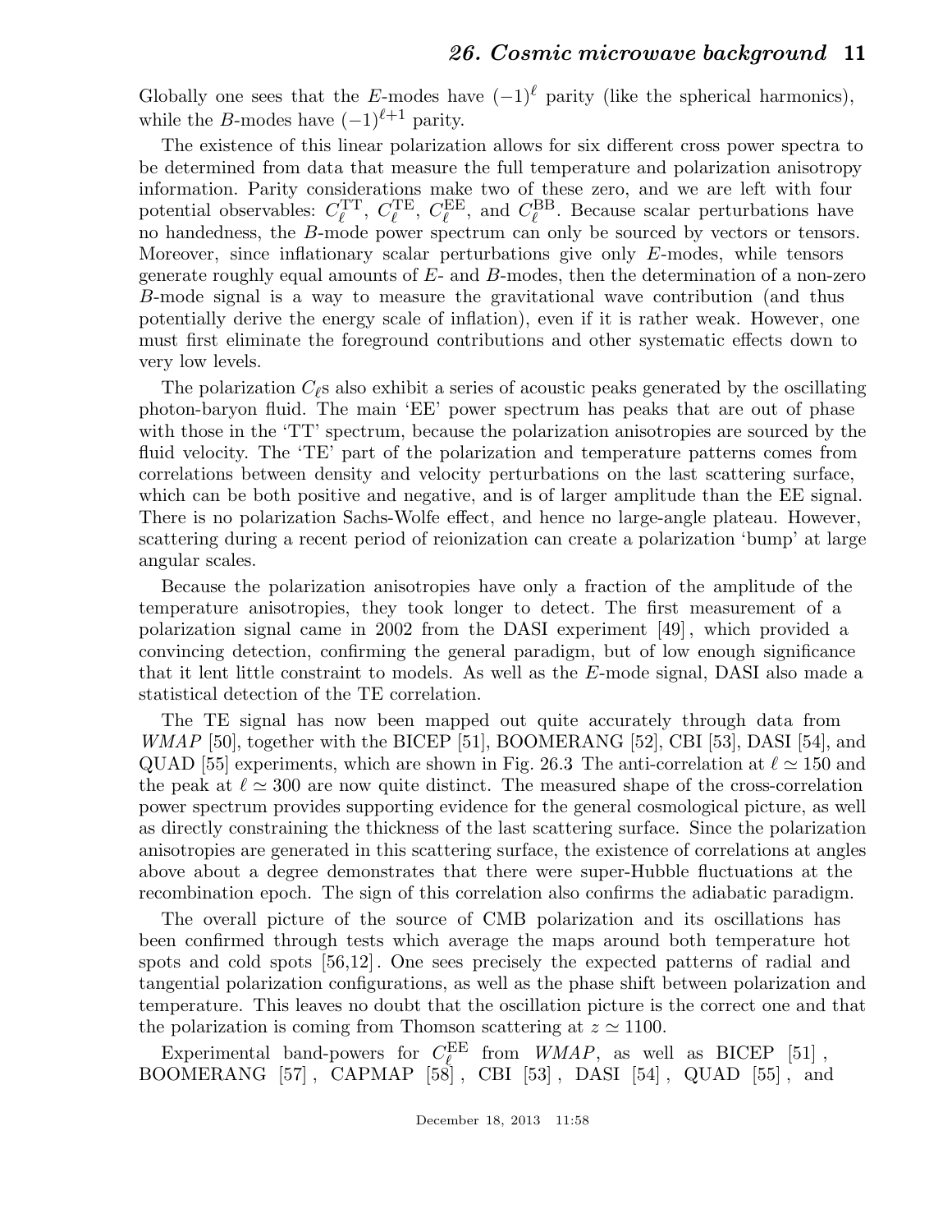Globally one sees that the $E$-modes have $(-1)^{\ell}$ parity (like the spherical harmonics), while the $B$-modes have $(-1)^{\ell+1}$ parity.

The existence of this linear polarization allows for six different cross power spectra to be determined from data that measure the full temperature and polarization anisotropy information. Parity considerations make two of these zero, and we are left with four potential observables: $C_{\ell}^{\mathrm{TT}}$, $C_{\ell}^{\mathrm{TE}}$, $C_{\ell}^{\mathrm{EE}}$, and $C_{\ell}^{\mathrm{BB}}$. Because scalar perturbations have no handedness, the $B$-mode power spectrum can only be sourced by vectors or tensors. Moreover, since inflationary scalar perturbations give only $E$-modes, while tensors generate roughly equal amounts of $E$- and $B$-modes, then the determination of a non-zero $B$-mode signal is a way to measure the gravitational wave contribution (and thus potentially derive the energy scale of inflation), even if it is rather weak. However, one must first eliminate the foreground contributions and other systematic effects down to very low levels.

The polarization $C_{\ell}$s also exhibit a series of acoustic peaks generated by the oscillating photon-baryon fluid. The main 'EE' power spectrum has peaks that are out of phase with those in the 'TT' spectrum, because the polarization anisotropies are sourced by the fluid velocity. The 'TE' part of the polarization and temperature patterns comes from correlations between density and velocity perturbations on the last scattering surface, which can be both positive and negative, and is of larger amplitude than the EE signal. There is no polarization Sachs-Wolfe effect, and hence no large-angle plateau. However, scattering during a recent period of reionization can create a polarization 'bump' at large angular scales.

Because the polarization anisotropies have only a fraction of the amplitude of the temperature anisotropies, they took longer to detect. The first measurement of a polarization signal came in 2002 from the DASI experiment [49], which provided a convincing detection, confirming the general paradigm, but of low enough significance that it lent little constraint to models. As well as the $E$-mode signal, DASI also made a statistical detection of the TE correlation.

The TE signal has now been mapped out quite accurately through data from *WMAP* [50], together with the BICEP [51], BOOMERANG [52], CBI [53], DASI [54], and QUAD [55] experiments, which are shown in Fig. 26.3 The anti-correlation at $\ell \simeq 150$ and the peak at $\ell \simeq 300$ are now quite distinct. The measured shape of the cross-correlation power spectrum provides supporting evidence for the general cosmological picture, as well as directly constraining the thickness of the last scattering surface. Since the polarization anisotropies are generated in this scattering surface, the existence of correlations at angles above about a degree demonstrates that there were super-Hubble fluctuations at the recombination epoch. The sign of this correlation also confirms the adiabatic paradigm.

The overall picture of the source of CMB polarization and its oscillations has been confirmed through tests which average the maps around both temperature hot spots and cold spots [56,12]. One sees precisely the expected patterns of radial and tangential polarization configurations, as well as the phase shift between polarization and temperature. This leaves no doubt that the oscillation picture is the correct one and that the polarization is coming from Thomson scattering at $z \simeq 1100$.

Experimental band-powers for $C_{\ell}^{\mathrm{EE}}$ from *WMAP*, as well as BICEP [51], BOOMERANG [57], CAPMAP [58], CBI [53], DASI [54], QUAD [55], and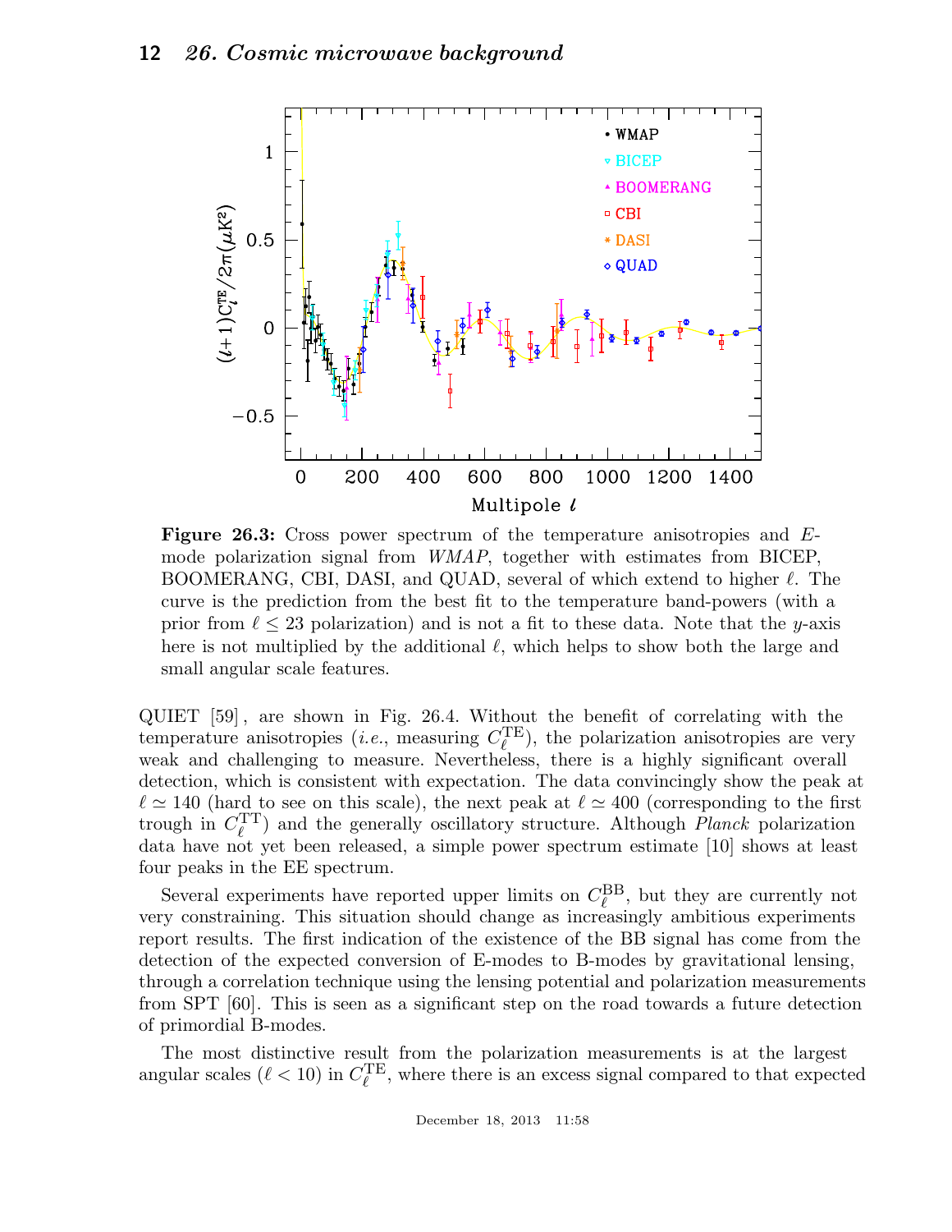**Figure 26.3:** Cross power spectrum of the temperature anisotropies and *E*-mode polarization signal from *WMAP*, together with estimates from BICEP, BOOMERANG, CBI, DASI, and QUAD, several of which extend to higher $\ell$. The curve is the prediction from the best fit to the temperature band-powers (with a prior from $\ell \leq 23$ polarization) and is not a fit to these data. Note that the $y$-axis here is not multiplied by the additional $\ell$, which helps to show both the large and small angular scale features.

QUIET [59] , are shown in Fig. 26.4. Without the benefit of correlating with the temperature anisotropies (*i.e.*, measuring $C_\ell^{\rm TE}$), the polarization anisotropies are very weak and challenging to measure. Nevertheless, there is a highly significant overall detection, which is consistent with expectation. The data convincingly show the peak at $\ell \simeq 140$ (hard to see on this scale), the next peak at $\ell \simeq 400$ (corresponding to the first trough in $C_\ell^{\rm TT}$) and the generally oscillatory structure. Although *Planck* polarization data have not yet been released, a simple power spectrum estimate [10] shows at least four peaks in the EE spectrum.

Several experiments have reported upper limits on $C_\ell^{\rm BB}$, but they are currently not very constraining. This situation should change as increasingly ambitious experiments report results. The first indication of the existence of the BB signal has come from the detection of the expected conversion of E-modes to B-modes by gravitational lensing, through a correlation technique using the lensing potential and polarization measurements from SPT [60]. This is seen as a significant step on the road towards a future detection of primordial B-modes.

The most distinctive result from the polarization measurements is at the largest angular scales ($\ell < 10$) in $C_\ell^{\rm TE}$, where there is an excess signal compared to that expected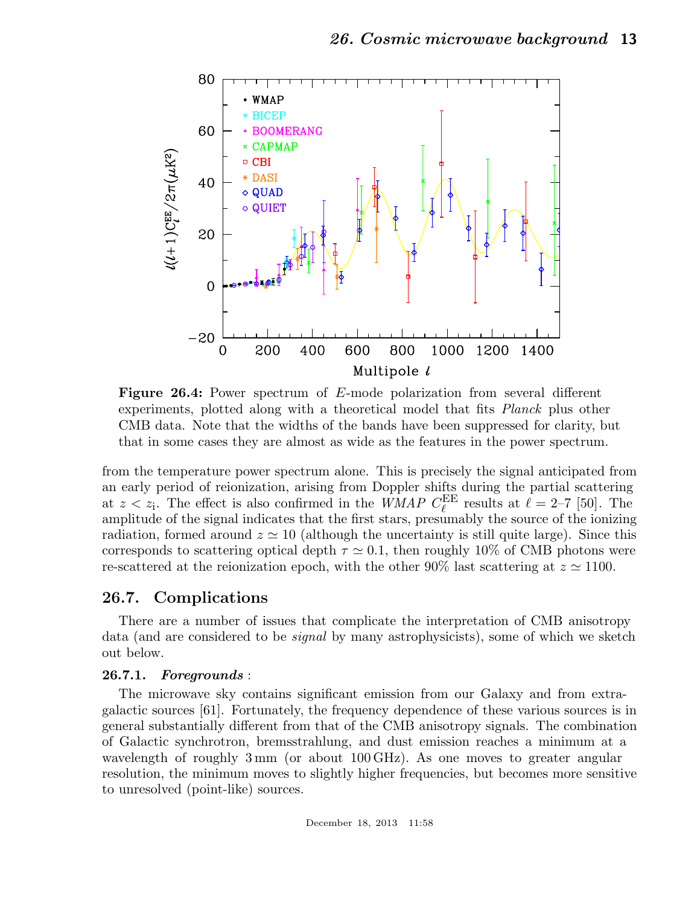**Figure 26.4:** Power spectrum of $E$-mode polarization from several different experiments, plotted along with a theoretical model that fits *Planck* plus other CMB data. Note that the widths of the bands have been suppressed for clarity, but that in some cases they are almost as wide as the features in the power spectrum.

from the temperature power spectrum alone. This is precisely the signal anticipated from an early period of reionization, arising from Doppler shifts during the partial scattering at $z < z_{\rm i}$. The effect is also confirmed in the *WMAP* $C_\ell^{\rm EE}$ results at $\ell = 2$–$7$ [50]. The amplitude of the signal indicates that the first stars, presumably the source of the ionizing radiation, formed around $z \simeq 10$ (although the uncertainty is still quite large). Since this corresponds to scattering optical depth $\tau \simeq 0.1$, then roughly 10% of CMB photons were re-scattered at the reionization epoch, with the other 90% last scattering at $z \simeq 1100$.

## 26.7. Complications

There are a number of issues that complicate the interpretation of CMB anisotropy data (and are considered to be *signal* by many astrophysicists), some of which we sketch out below.

### 26.7.1. *Foregrounds* :

The microwave sky contains significant emission from our Galaxy and from extragalactic sources [61]. Fortunately, the frequency dependence of these various sources is in general substantially different from that of the CMB anisotropy signals. The combination of Galactic synchrotron, bremsstrahlung, and dust emission reaches a minimum at a wavelength of roughly 3 mm (or about 100 GHz). As one moves to greater angular resolution, the minimum moves to slightly higher frequencies, but becomes more sensitive to unresolved (point-like) sources.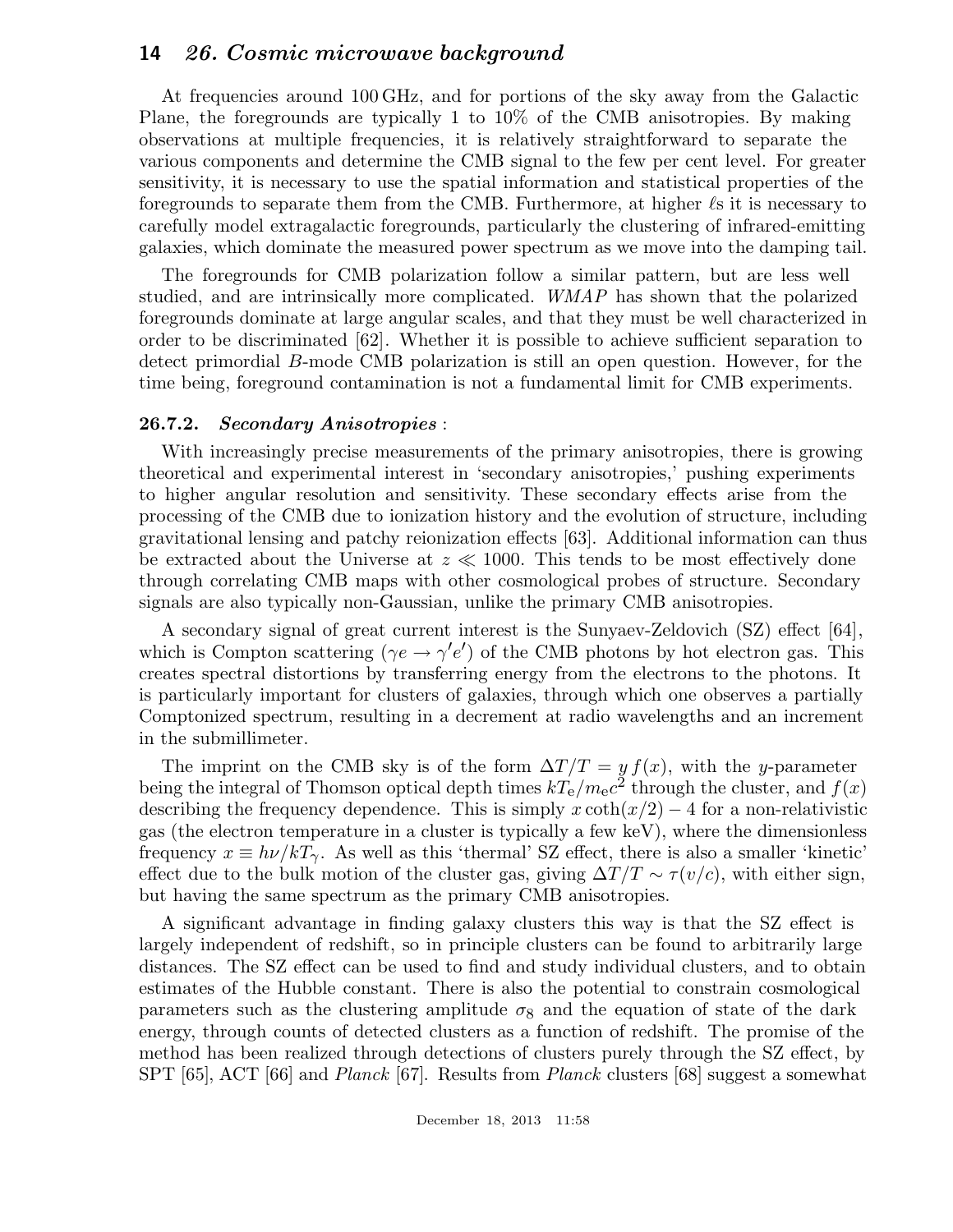At frequencies around 100 GHz, and for portions of the sky away from the Galactic Plane, the foregrounds are typically 1 to 10% of the CMB anisotropies. By making observations at multiple frequencies, it is relatively straightforward to separate the various components and determine the CMB signal to the few per cent level. For greater sensitivity, it is necessary to use the spatial information and statistical properties of the foregrounds to separate them from the CMB. Furthermore, at higher $\ell$s it is necessary to carefully model extragalactic foregrounds, particularly the clustering of infrared-emitting galaxies, which dominate the measured power spectrum as we move into the damping tail.

The foregrounds for CMB polarization follow a similar pattern, but are less well studied, and are intrinsically more complicated. *WMAP* has shown that the polarized foregrounds dominate at large angular scales, and that they must be well characterized in order to be discriminated [62]. Whether it is possible to achieve sufficient separation to detect primordial $B$-mode CMB polarization is still an open question. However, for the time being, foreground contamination is not a fundamental limit for CMB experiments.

### 26.7.2. *Secondary Anisotropies* :

With increasingly precise measurements of the primary anisotropies, there is growing theoretical and experimental interest in 'secondary anisotropies,' pushing experiments to higher angular resolution and sensitivity. These secondary effects arise from the processing of the CMB due to ionization history and the evolution of structure, including gravitational lensing and patchy reionization effects [63]. Additional information can thus be extracted about the Universe at $z \ll 1000$. This tends to be most effectively done through correlating CMB maps with other cosmological probes of structure. Secondary signals are also typically non-Gaussian, unlike the primary CMB anisotropies.

A secondary signal of great current interest is the Sunyaev-Zeldovich (SZ) effect [64], which is Compton scattering ($\gamma e \rightarrow \gamma' e'$) of the CMB photons by hot electron gas. This creates spectral distortions by transferring energy from the electrons to the photons. It is particularly important for clusters of galaxies, through which one observes a partially Comptonized spectrum, resulting in a decrement at radio wavelengths and an increment in the submillimeter.

The imprint on the CMB sky is of the form $\Delta T/T = y\, f(x)$, with the $y$-parameter being the integral of Thomson optical depth times $kT_{\rm e}/m_{\rm e}c^2$ through the cluster, and $f(x)$ describing the frequency dependence. This is simply $x \coth(x/2) - 4$ for a non-relativistic gas (the electron temperature in a cluster is typically a few keV), where the dimensionless frequency $x \equiv h\nu/kT_\gamma$. As well as this 'thermal' SZ effect, there is also a smaller 'kinetic' effect due to the bulk motion of the cluster gas, giving $\Delta T/T \sim \tau(v/c)$, with either sign, but having the same spectrum as the primary CMB anisotropies.

A significant advantage in finding galaxy clusters this way is that the SZ effect is largely independent of redshift, so in principle clusters can be found to arbitrarily large distances. The SZ effect can be used to find and study individual clusters, and to obtain estimates of the Hubble constant. There is also the potential to constrain cosmological parameters such as the clustering amplitude $\sigma_8$ and the equation of state of the dark energy, through counts of detected clusters as a function of redshift. The promise of the method has been realized through detections of clusters purely through the SZ effect, by SPT [65], ACT [66] and *Planck* [67]. Results from *Planck* clusters [68] suggest a somewhat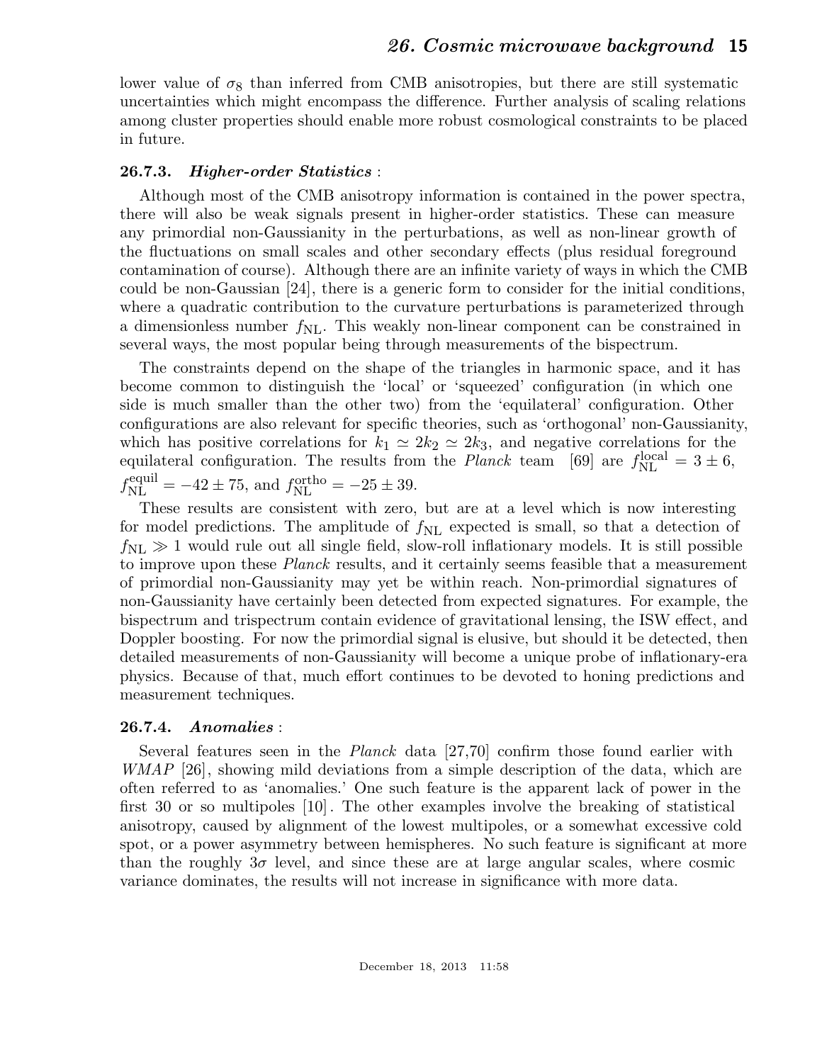lower value of $\sigma_8$ than inferred from CMB anisotropies, but there are still systematic uncertainties which might encompass the difference. Further analysis of scaling relations among cluster properties should enable more robust cosmological constraints to be placed in future.

### 26.7.3. *Higher-order Statistics* :

Although most of the CMB anisotropy information is contained in the power spectra, there will also be weak signals present in higher-order statistics. These can measure any primordial non-Gaussianity in the perturbations, as well as non-linear growth of the fluctuations on small scales and other secondary effects (plus residual foreground contamination of course). Although there are an infinite variety of ways in which the CMB could be non-Gaussian [24], there is a generic form to consider for the initial conditions, where a quadratic contribution to the curvature perturbations is parameterized through a dimensionless number $f_{\rm NL}$. This weakly non-linear component can be constrained in several ways, the most popular being through measurements of the bispectrum.

The constraints depend on the shape of the triangles in harmonic space, and it has become common to distinguish the 'local' or 'squeezed' configuration (in which one side is much smaller than the other two) from the 'equilateral' configuration. Other configurations are also relevant for specific theories, such as 'orthogonal' non-Gaussianity, which has positive correlations for $k_1 \simeq 2k_2 \simeq 2k_3$, and negative correlations for the equilateral configuration. The results from the *Planck* team [69] are $f_{\rm NL}^{\rm local} = 3 \pm 6$, $f_{\rm NL}^{\rm equil} = -42 \pm 75$, and $f_{\rm NL}^{\rm ortho} = -25 \pm 39$.

These results are consistent with zero, but are at a level which is now interesting for model predictions. The amplitude of $f_{\rm NL}$ expected is small, so that a detection of $f_{\rm NL} \gg 1$ would rule out all single field, slow-roll inflationary models. It is still possible to improve upon these *Planck* results, and it certainly seems feasible that a measurement of primordial non-Gaussianity may yet be within reach. Non-primordial signatures of non-Gaussianity have certainly been detected from expected signatures. For example, the bispectrum and trispectrum contain evidence of gravitational lensing, the ISW effect, and Doppler boosting. For now the primordial signal is elusive, but should it be detected, then detailed measurements of non-Gaussianity will become a unique probe of inflationary-era physics. Because of that, much effort continues to be devoted to honing predictions and measurement techniques.

### 26.7.4. *Anomalies* :

Several features seen in the *Planck* data [27,70] confirm those found earlier with *WMAP* [26], showing mild deviations from a simple description of the data, which are often referred to as 'anomalies.' One such feature is the apparent lack of power in the first 30 or so multipoles [10]. The other examples involve the breaking of statistical anisotropy, caused by alignment of the lowest multipoles, or a somewhat excessive cold spot, or a power asymmetry between hemispheres. No such feature is significant at more than the roughly $3\sigma$ level, and since these are at large angular scales, where cosmic variance dominates, the results will not increase in significance with more data.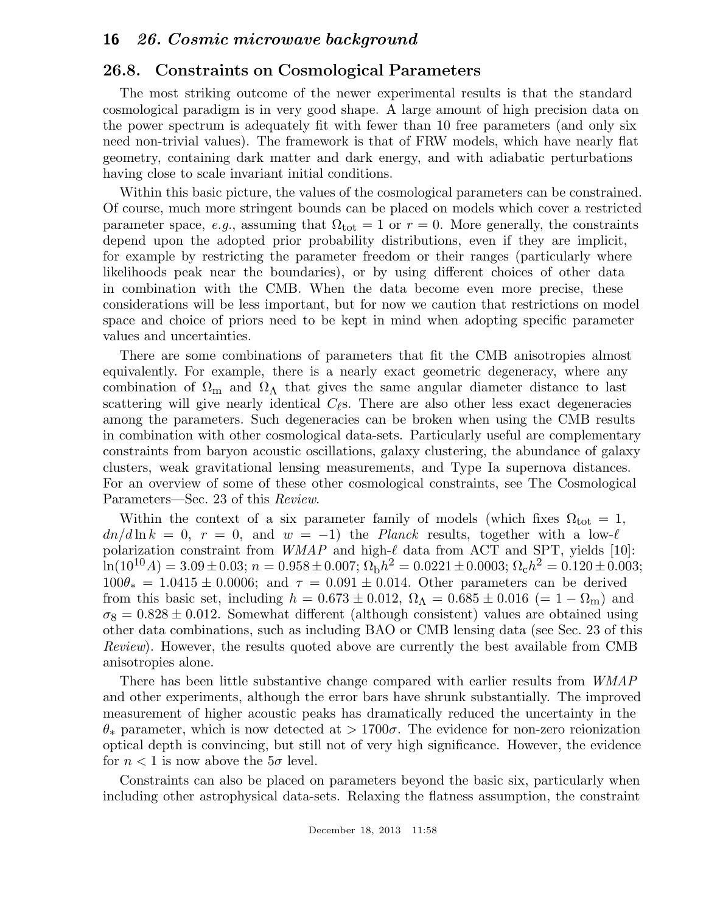## 26.8. Constraints on Cosmological Parameters

The most striking outcome of the newer experimental results is that the standard cosmological paradigm is in very good shape. A large amount of high precision data on the power spectrum is adequately fit with fewer than 10 free parameters (and only six need non-trivial values). The framework is that of FRW models, which have nearly flat geometry, containing dark matter and dark energy, and with adiabatic perturbations having close to scale invariant initial conditions.

Within this basic picture, the values of the cosmological parameters can be constrained. Of course, much more stringent bounds can be placed on models which cover a restricted parameter space, *e.g.*, assuming that $\Omega_{\rm tot} = 1$ or $r = 0$. More generally, the constraints depend upon the adopted prior probability distributions, even if they are implicit, for example by restricting the parameter freedom or their ranges (particularly where likelihoods peak near the boundaries), or by using different choices of other data in combination with the CMB. When the data become even more precise, these considerations will be less important, but for now we caution that restrictions on model space and choice of priors need to be kept in mind when adopting specific parameter values and uncertainties.

There are some combinations of parameters that fit the CMB anisotropies almost equivalently. For example, there is a nearly exact geometric degeneracy, where any combination of $\Omega_{\rm m}$ and $\Omega_\Lambda$ that gives the same angular diameter distance to last scattering will give nearly identical $C_\ell$s. There are also other less exact degeneracies among the parameters. Such degeneracies can be broken when using the CMB results in combination with other cosmological data-sets. Particularly useful are complementary constraints from baryon acoustic oscillations, galaxy clustering, the abundance of galaxy clusters, weak gravitational lensing measurements, and Type Ia supernova distances. For an overview of some of these other cosmological constraints, see The Cosmological Parameters—Sec. 23 of this *Review*.

Within the context of a six parameter family of models (which fixes $\Omega_{\rm tot} = 1$, $dn/d\ln k = 0$, $r = 0$, and $w = -1$) the *Planck* results, together with a low-$\ell$ polarization constraint from *WMAP* and high-$\ell$ data from ACT and SPT, yields [10]: $\ln(10^{10}A) = 3.09 \pm 0.03$; $n = 0.958 \pm 0.007$; $\Omega_{\rm b}h^2 = 0.0221 \pm 0.0003$; $\Omega_{\rm c}h^2 = 0.120 \pm 0.003$; $100\theta_* = 1.0415 \pm 0.0006$; and $\tau = 0.091 \pm 0.014$. Other parameters can be derived from this basic set, including $h = 0.673 \pm 0.012$, $\Omega_\Lambda = 0.685 \pm 0.016$ $(= 1 - \Omega_{\rm m})$ and $\sigma_8 = 0.828 \pm 0.012$. Somewhat different (although consistent) values are obtained using other data combinations, such as including BAO or CMB lensing data (see Sec. 23 of this *Review*). However, the results quoted above are currently the best available from CMB anisotropies alone.

There has been little substantive change compared with earlier results from *WMAP* and other experiments, although the error bars have shrunk substantially. The improved measurement of higher acoustic peaks has dramatically reduced the uncertainty in the $\theta_*$ parameter, which is now detected at $> 1700\sigma$. The evidence for non-zero reionization optical depth is convincing, but still not of very high significance. However, the evidence for $n < 1$ is now above the $5\sigma$ level.

Constraints can also be placed on parameters beyond the basic six, particularly when including other astrophysical data-sets. Relaxing the flatness assumption, the constraint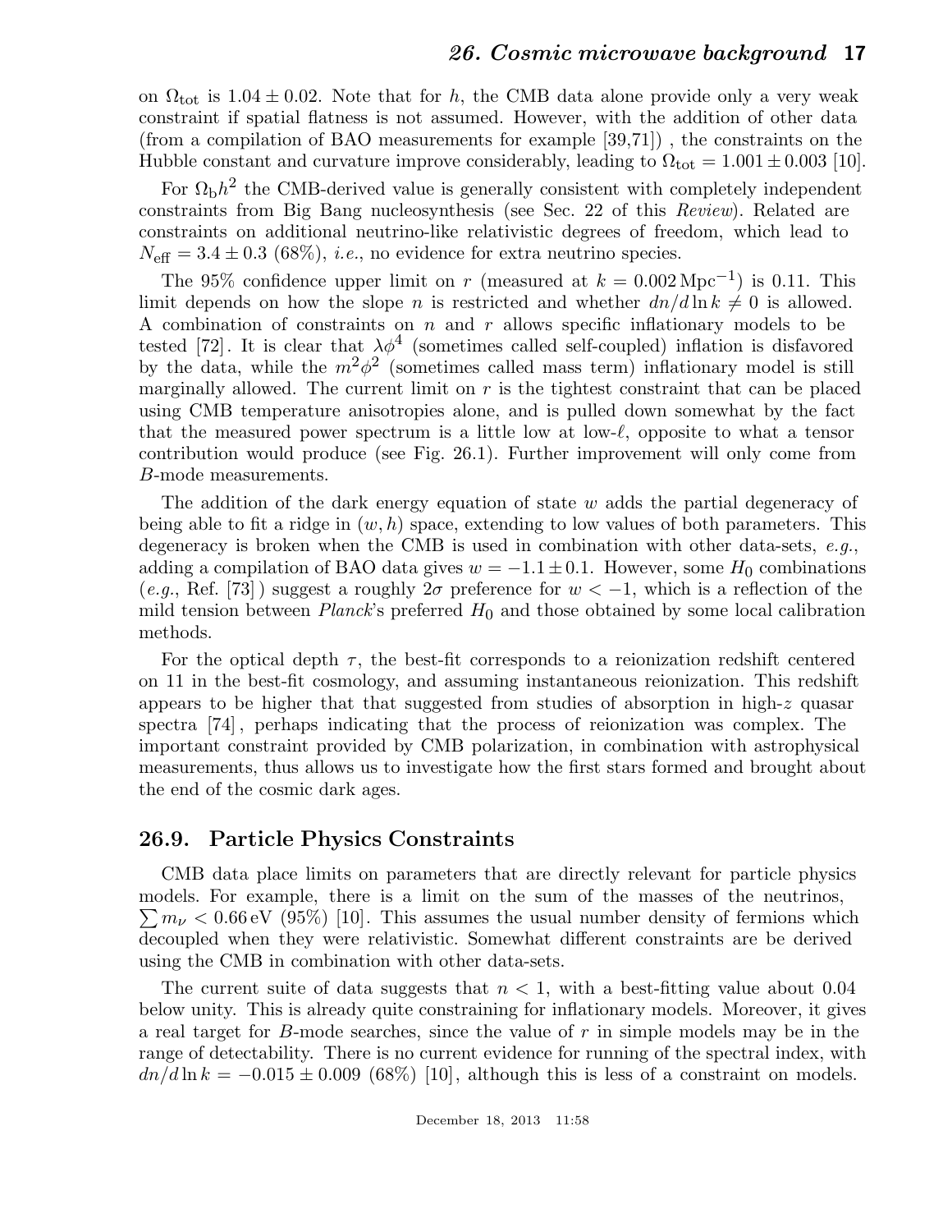on $\Omega_{\rm tot}$ is $1.04 \pm 0.02$. Note that for $h$, the CMB data alone provide only a very weak constraint if spatial flatness is not assumed. However, with the addition of other data (from a compilation of BAO measurements for example [39,71]) , the constraints on the Hubble constant and curvature improve considerably, leading to $\Omega_{\rm tot} = 1.001 \pm 0.003$ [10].

For $\Omega_{\rm b} h^2$ the CMB-derived value is generally consistent with completely independent constraints from Big Bang nucleosynthesis (see Sec. 22 of this *Review*). Related are constraints on additional neutrino-like relativistic degrees of freedom, which lead to $N_{\rm eff} = 3.4 \pm 0.3$ (68%), *i.e.*, no evidence for extra neutrino species.

The 95% confidence upper limit on $r$ (measured at $k = 0.002\,{\rm Mpc}^{-1}$) is 0.11. This limit depends on how the slope $n$ is restricted and whether $dn/d\ln k \neq 0$ is allowed. A combination of constraints on $n$ and $r$ allows specific inflationary models to be tested [72]. It is clear that $\lambda\phi^4$ (sometimes called self-coupled) inflation is disfavored by the data, while the $m^2\phi^2$ (sometimes called mass term) inflationary model is still marginally allowed. The current limit on $r$ is the tightest constraint that can be placed using CMB temperature anisotropies alone, and is pulled down somewhat by the fact that the measured power spectrum is a little low at low-$\ell$, opposite to what a tensor contribution would produce (see Fig. 26.1). Further improvement will only come from $B$-mode measurements.

The addition of the dark energy equation of state $w$ adds the partial degeneracy of being able to fit a ridge in $(w, h)$ space, extending to low values of both parameters. This degeneracy is broken when the CMB is used in combination with other data-sets, *e.g.*, adding a compilation of BAO data gives $w = -1.1 \pm 0.1$. However, some $H_0$ combinations (*e.g.*, Ref. [73] ) suggest a roughly $2\sigma$ preference for $w < -1$, which is a reflection of the mild tension between *Planck*'s preferred $H_0$ and those obtained by some local calibration methods.

For the optical depth $\tau$, the best-fit corresponds to a reionization redshift centered on 11 in the best-fit cosmology, and assuming instantaneous reionization. This redshift appears to be higher that that suggested from studies of absorption in high-$z$ quasar spectra [74] , perhaps indicating that the process of reionization was complex. The important constraint provided by CMB polarization, in combination with astrophysical measurements, thus allows us to investigate how the first stars formed and brought about the end of the cosmic dark ages.

## 26.9. Particle Physics Constraints

CMB data place limits on parameters that are directly relevant for particle physics models. For example, there is a limit on the sum of the masses of the neutrinos, $\sum m_\nu < 0.66\,{\rm eV}$ (95%) [10]. This assumes the usual number density of fermions which decoupled when they were relativistic. Somewhat different constraints are be derived using the CMB in combination with other data-sets.

The current suite of data suggests that $n < 1$, with a best-fitting value about 0.04 below unity. This is already quite constraining for inflationary models. Moreover, it gives a real target for $B$-mode searches, since the value of $r$ in simple models may be in the range of detectability. There is no current evidence for running of the spectral index, with $dn/d\ln k = -0.015 \pm 0.009$ (68%) [10], although this is less of a constraint on models.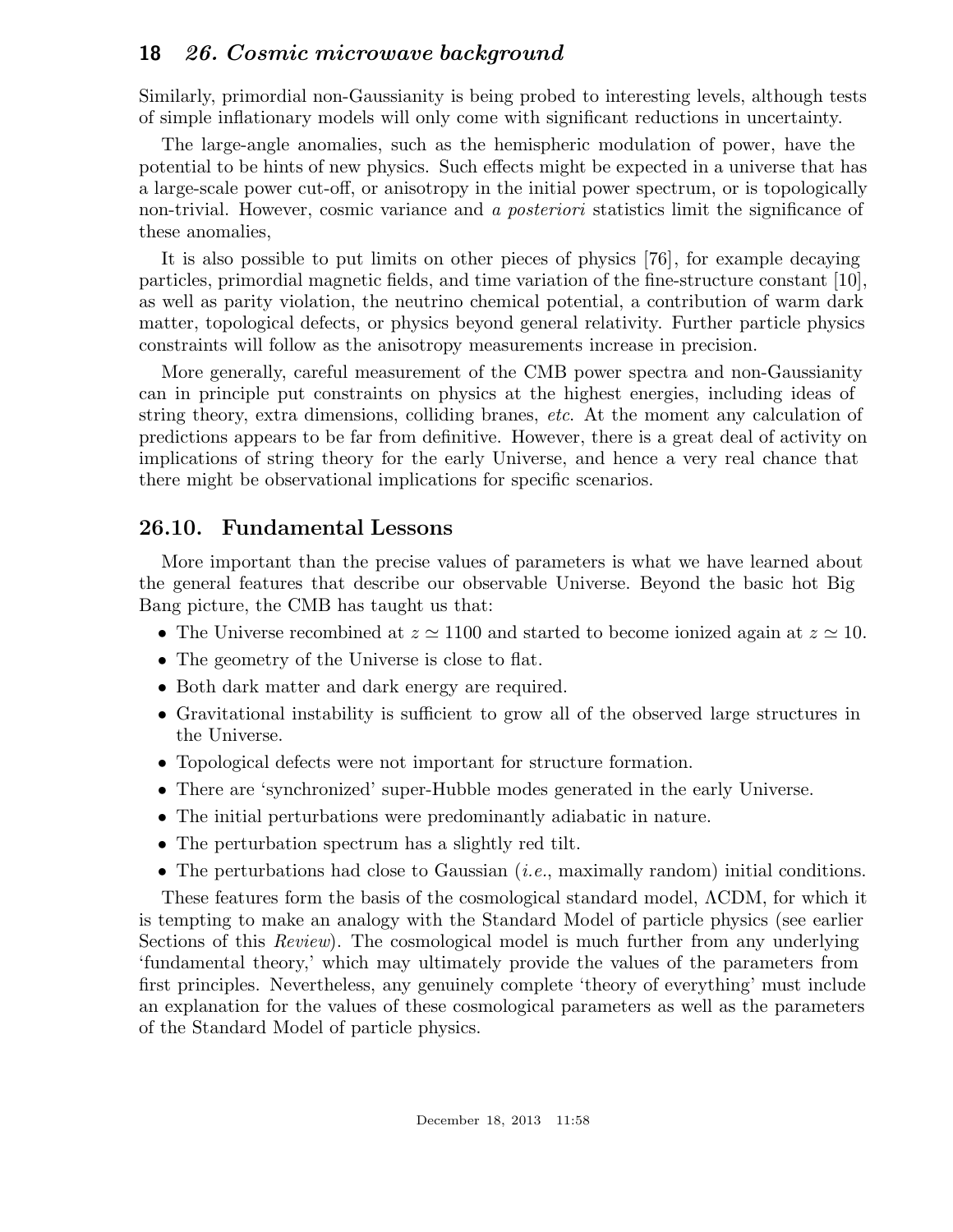Similarly, primordial non-Gaussianity is being probed to interesting levels, although tests of simple inflationary models will only come with significant reductions in uncertainty.

The large-angle anomalies, such as the hemispheric modulation of power, have the potential to be hints of new physics. Such effects might be expected in a universe that has a large-scale power cut-off, or anisotropy in the initial power spectrum, or is topologically non-trivial. However, cosmic variance and *a posteriori* statistics limit the significance of these anomalies,

It is also possible to put limits on other pieces of physics [76], for example decaying particles, primordial magnetic fields, and time variation of the fine-structure constant [10], as well as parity violation, the neutrino chemical potential, a contribution of warm dark matter, topological defects, or physics beyond general relativity. Further particle physics constraints will follow as the anisotropy measurements increase in precision.

More generally, careful measurement of the CMB power spectra and non-Gaussianity can in principle put constraints on physics at the highest energies, including ideas of string theory, extra dimensions, colliding branes, *etc.* At the moment any calculation of predictions appears to be far from definitive. However, there is a great deal of activity on implications of string theory for the early Universe, and hence a very real chance that there might be observational implications for specific scenarios.

## 26.10. Fundamental Lessons

More important than the precise values of parameters is what we have learned about the general features that describe our observable Universe. Beyond the basic hot Big Bang picture, the CMB has taught us that:

- The Universe recombined at $z \simeq 1100$ and started to become ionized again at $z \simeq 10$.
- The geometry of the Universe is close to flat.
- Both dark matter and dark energy are required.
- Gravitational instability is sufficient to grow all of the observed large structures in the Universe.
- Topological defects were not important for structure formation.
- There are 'synchronized' super-Hubble modes generated in the early Universe.
- The initial perturbations were predominantly adiabatic in nature.
- The perturbation spectrum has a slightly red tilt.
- The perturbations had close to Gaussian (*i.e.*, maximally random) initial conditions.

These features form the basis of the cosmological standard model, ΛCDM, for which it is tempting to make an analogy with the Standard Model of particle physics (see earlier Sections of this *Review*). The cosmological model is much further from any underlying 'fundamental theory,' which may ultimately provide the values of the parameters from first principles. Nevertheless, any genuinely complete 'theory of everything' must include an explanation for the values of these cosmological parameters as well as the parameters of the Standard Model of particle physics.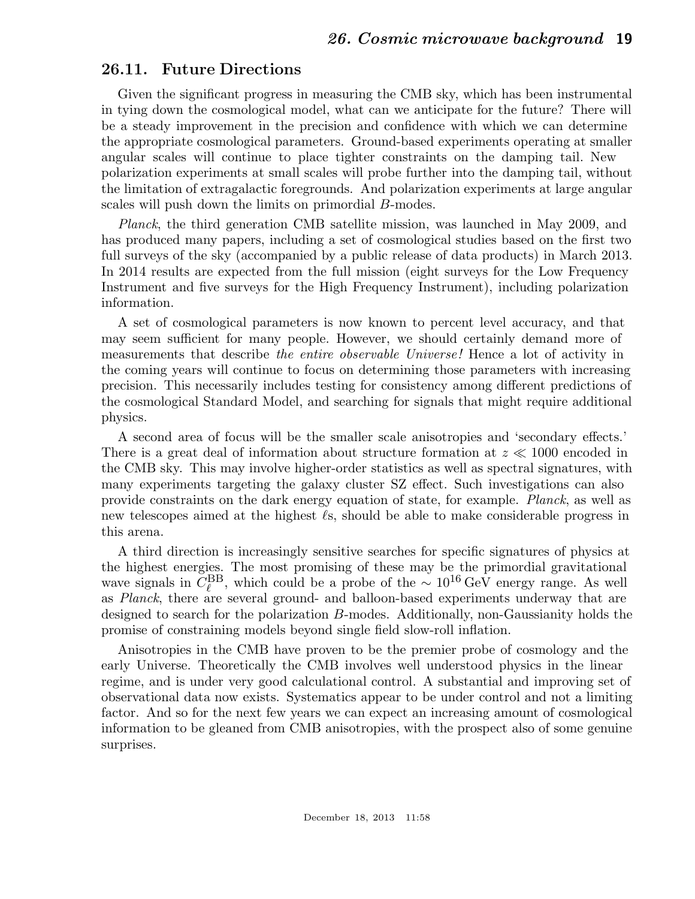## 26.11. Future Directions

Given the significant progress in measuring the CMB sky, which has been instrumental in tying down the cosmological model, what can we anticipate for the future? There will be a steady improvement in the precision and confidence with which we can determine the appropriate cosmological parameters. Ground-based experiments operating at smaller angular scales will continue to place tighter constraints on the damping tail. New polarization experiments at small scales will probe further into the damping tail, without the limitation of extragalactic foregrounds. And polarization experiments at large angular scales will push down the limits on primordial $B$-modes.

*Planck*, the third generation CMB satellite mission, was launched in May 2009, and has produced many papers, including a set of cosmological studies based on the first two full surveys of the sky (accompanied by a public release of data products) in March 2013. In 2014 results are expected from the full mission (eight surveys for the Low Frequency Instrument and five surveys for the High Frequency Instrument), including polarization information.

A set of cosmological parameters is now known to percent level accuracy, and that may seem sufficient for many people. However, we should certainly demand more of measurements that describe *the entire observable Universe!* Hence a lot of activity in the coming years will continue to focus on determining those parameters with increasing precision. This necessarily includes testing for consistency among different predictions of the cosmological Standard Model, and searching for signals that might require additional physics.

A second area of focus will be the smaller scale anisotropies and 'secondary effects.' There is a great deal of information about structure formation at $z \ll 1000$ encoded in the CMB sky. This may involve higher-order statistics as well as spectral signatures, with many experiments targeting the galaxy cluster SZ effect. Such investigations can also provide constraints on the dark energy equation of state, for example. *Planck*, as well as new telescopes aimed at the highest $\ell$s, should be able to make considerable progress in this arena.

A third direction is increasingly sensitive searches for specific signatures of physics at the highest energies. The most promising of these may be the primordial gravitational wave signals in $C_\ell^{\rm BB}$, which could be a probe of the $\sim 10^{16}\,{\rm GeV}$ energy range. As well as *Planck*, there are several ground- and balloon-based experiments underway that are designed to search for the polarization $B$-modes. Additionally, non-Gaussianity holds the promise of constraining models beyond single field slow-roll inflation.

Anisotropies in the CMB have proven to be the premier probe of cosmology and the early Universe. Theoretically the CMB involves well understood physics in the linear regime, and is under very good calculational control. A substantial and improving set of observational data now exists. Systematics appear to be under control and not a limiting factor. And so for the next few years we can expect an increasing amount of cosmological information to be gleaned from CMB anisotropies, with the prospect also of some genuine surprises.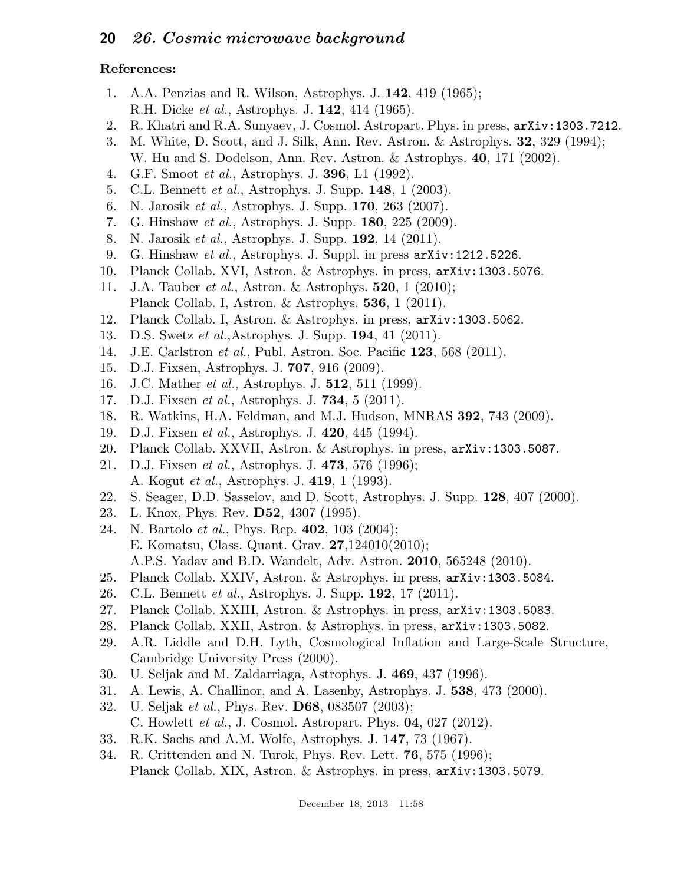**References:**

1. A.A. Penzias and R. Wilson, Astrophys. J. **142**, 419 (1965);
   R.H. Dicke *et al.*, Astrophys. J. **142**, 414 (1965).
2. R. Khatri and R.A. Sunyaev, J. Cosmol. Astropart. Phys. in press, `arXiv:1303.7212`.
3. M. White, D. Scott, and J. Silk, Ann. Rev. Astron. & Astrophys. **32**, 329 (1994);
   W. Hu and S. Dodelson, Ann. Rev. Astron. & Astrophys. **40**, 171 (2002).
4. G.F. Smoot *et al.*, Astrophys. J. **396**, L1 (1992).
5. C.L. Bennett *et al.*, Astrophys. J. Supp. **148**, 1 (2003).
6. N. Jarosik *et al.*, Astrophys. J. Supp. **170**, 263 (2007).
7. G. Hinshaw *et al.*, Astrophys. J. Supp. **180**, 225 (2009).
8. N. Jarosik *et al.*, Astrophys. J. Supp. **192**, 14 (2011).
9. G. Hinshaw *et al.*, Astrophys. J. Suppl. in press `arXiv:1212.5226`.
10. Planck Collab. XVI, Astron. & Astrophys. in press, `arXiv:1303.5076`.
11. J.A. Tauber *et al.*, Astron. & Astrophys. **520**, 1 (2010);
    Planck Collab. I, Astron. & Astrophys. **536**, 1 (2011).
12. Planck Collab. I, Astron. & Astrophys. in press, `arXiv:1303.5062`.
13. D.S. Swetz *et al.*,Astrophys. J. Supp. **194**, 41 (2011).
14. J.E. Carlstron *et al.*, Publ. Astron. Soc. Pacific **123**, 568 (2011).
15. D.J. Fixsen, Astrophys. J. **707**, 916 (2009).
16. J.C. Mather *et al.*, Astrophys. J. **512**, 511 (1999).
17. D.J. Fixsen *et al.*, Astrophys. J. **734**, 5 (2011).
18. R. Watkins, H.A. Feldman, and M.J. Hudson, MNRAS **392**, 743 (2009).
19. D.J. Fixsen *et al.*, Astrophys. J. **420**, 445 (1994).
20. Planck Collab. XXVII, Astron. & Astrophys. in press, `arXiv:1303.5087`.
21. D.J. Fixsen *et al.*, Astrophys. J. **473**, 576 (1996);
    A. Kogut *et al.*, Astrophys. J. **419**, 1 (1993).
22. S. Seager, D.D. Sasselov, and D. Scott, Astrophys. J. Supp. **128**, 407 (2000).
23. L. Knox, Phys. Rev. **D52**, 4307 (1995).
24. N. Bartolo *et al.*, Phys. Rep. **402**, 103 (2004);
    E. Komatsu, Class. Quant. Grav. **27**,124010(2010);
    A.P.S. Yadav and B.D. Wandelt, Adv. Astron. **2010**, 565248 (2010).
25. Planck Collab. XXIV, Astron. & Astrophys. in press, `arXiv:1303.5084`.
26. C.L. Bennett *et al.*, Astrophys. J. Supp. **192**, 17 (2011).
27. Planck Collab. XXIII, Astron. & Astrophys. in press, `arXiv:1303.5083`.
28. Planck Collab. XXII, Astron. & Astrophys. in press, `arXiv:1303.5082`.
29. A.R. Liddle and D.H. Lyth, Cosmological Inflation and Large-Scale Structure, Cambridge University Press (2000).
30. U. Seljak and M. Zaldarriaga, Astrophys. J. **469**, 437 (1996).
31. A. Lewis, A. Challinor, and A. Lasenby, Astrophys. J. **538**, 473 (2000).
32. U. Seljak *et al.*, Phys. Rev. **D68**, 083507 (2003);
    C. Howlett *et al.*, J. Cosmol. Astropart. Phys. **04**, 027 (2012).
33. R.K. Sachs and A.M. Wolfe, Astrophys. J. **147**, 73 (1967).
34. R. Crittenden and N. Turok, Phys. Rev. Lett. **76**, 575 (1996);
    Planck Collab. XIX, Astron. & Astrophys. in press, `arXiv:1303.5079`.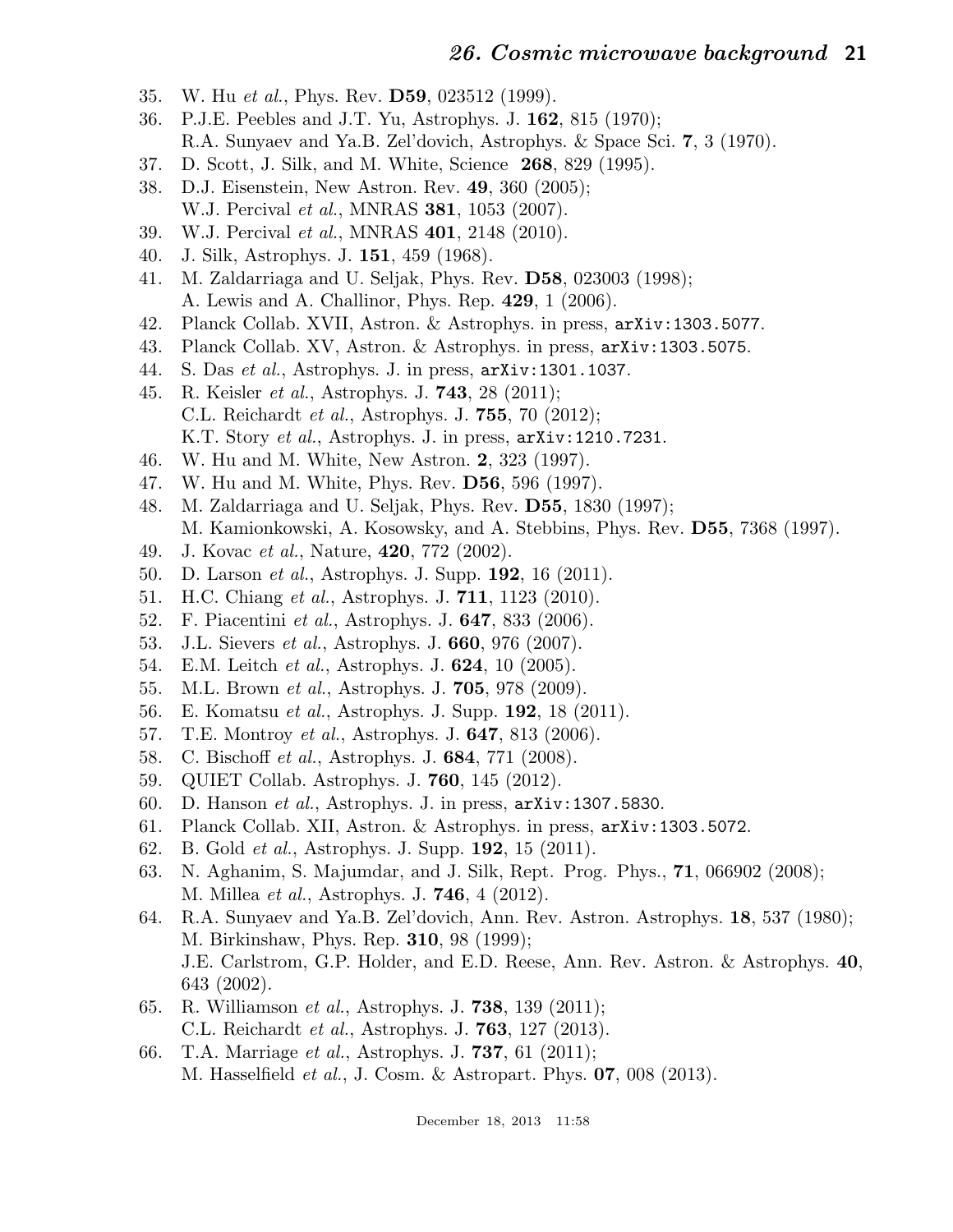35. W. Hu *et al.*, Phys. Rev. **D59**, 023512 (1999).
36. P.J.E. Peebles and J.T. Yu, Astrophys. J. **162**, 815 (1970);  
    R.A. Sunyaev and Ya.B. Zel'dovich, Astrophys. & Space Sci. **7**, 3 (1970).
37. D. Scott, J. Silk, and M. White, Science **268**, 829 (1995).
38. D.J. Eisenstein, New Astron. Rev. **49**, 360 (2005);  
    W.J. Percival *et al.*, MNRAS **381**, 1053 (2007).
39. W.J. Percival *et al.*, MNRAS **401**, 2148 (2010).
40. J. Silk, Astrophys. J. **151**, 459 (1968).
41. M. Zaldarriaga and U. Seljak, Phys. Rev. **D58**, 023003 (1998);  
    A. Lewis and A. Challinor, Phys. Rep. **429**, 1 (2006).
42. Planck Collab. XVII, Astron. & Astrophys. in press, `arXiv:1303.5077`.
43. Planck Collab. XV, Astron. & Astrophys. in press, `arXiv:1303.5075`.
44. S. Das *et al.*, Astrophys. J. in press, `arXiv:1301.1037`.
45. R. Keisler *et al.*, Astrophys. J. **743**, 28 (2011);  
    C.L. Reichardt *et al.*, Astrophys. J. **755**, 70 (2012);  
    K.T. Story *et al.*, Astrophys. J. in press, `arXiv:1210.7231`.
46. W. Hu and M. White, New Astron. **2**, 323 (1997).
47. W. Hu and M. White, Phys. Rev. **D56**, 596 (1997).
48. M. Zaldarriaga and U. Seljak, Phys. Rev. **D55**, 1830 (1997);  
    M. Kamionkowski, A. Kosowsky, and A. Stebbins, Phys. Rev. **D55**, 7368 (1997).
49. J. Kovac *et al.*, Nature, **420**, 772 (2002).
50. D. Larson *et al.*, Astrophys. J. Supp. **192**, 16 (2011).
51. H.C. Chiang *et al.*, Astrophys. J. **711**, 1123 (2010).
52. F. Piacentini *et al.*, Astrophys. J. **647**, 833 (2006).
53. J.L. Sievers *et al.*, Astrophys. J. **660**, 976 (2007).
54. E.M. Leitch *et al.*, Astrophys. J. **624**, 10 (2005).
55. M.L. Brown *et al.*, Astrophys. J. **705**, 978 (2009).
56. E. Komatsu *et al.*, Astrophys. J. Supp. **192**, 18 (2011).
57. T.E. Montroy *et al.*, Astrophys. J. **647**, 813 (2006).
58. C. Bischoff *et al.*, Astrophys. J. **684**, 771 (2008).
59. QUIET Collab. Astrophys. J. **760**, 145 (2012).
60. D. Hanson *et al.*, Astrophys. J. in press, `arXiv:1307.5830`.
61. Planck Collab. XII, Astron. & Astrophys. in press, `arXiv:1303.5072`.
62. B. Gold *et al.*, Astrophys. J. Supp. **192**, 15 (2011).
63. N. Aghanim, S. Majumdar, and J. Silk, Rept. Prog. Phys., **71**, 066902 (2008);  
    M. Millea *et al.*, Astrophys. J. **746**, 4 (2012).
64. R.A. Sunyaev and Ya.B. Zel'dovich, Ann. Rev. Astron. Astrophys. **18**, 537 (1980);  
    M. Birkinshaw, Phys. Rep. **310**, 98 (1999);  
    J.E. Carlstrom, G.P. Holder, and E.D. Reese, Ann. Rev. Astron. & Astrophys. **40**, 643 (2002).
65. R. Williamson *et al.*, Astrophys. J. **738**, 139 (2011);  
    C.L. Reichardt *et al.*, Astrophys. J. **763**, 127 (2013).
66. T.A. Marriage *et al.*, Astrophys. J. **737**, 61 (2011);  
    M. Hasselfield *et al.*, J. Cosm. & Astropart. Phys. **07**, 008 (2013).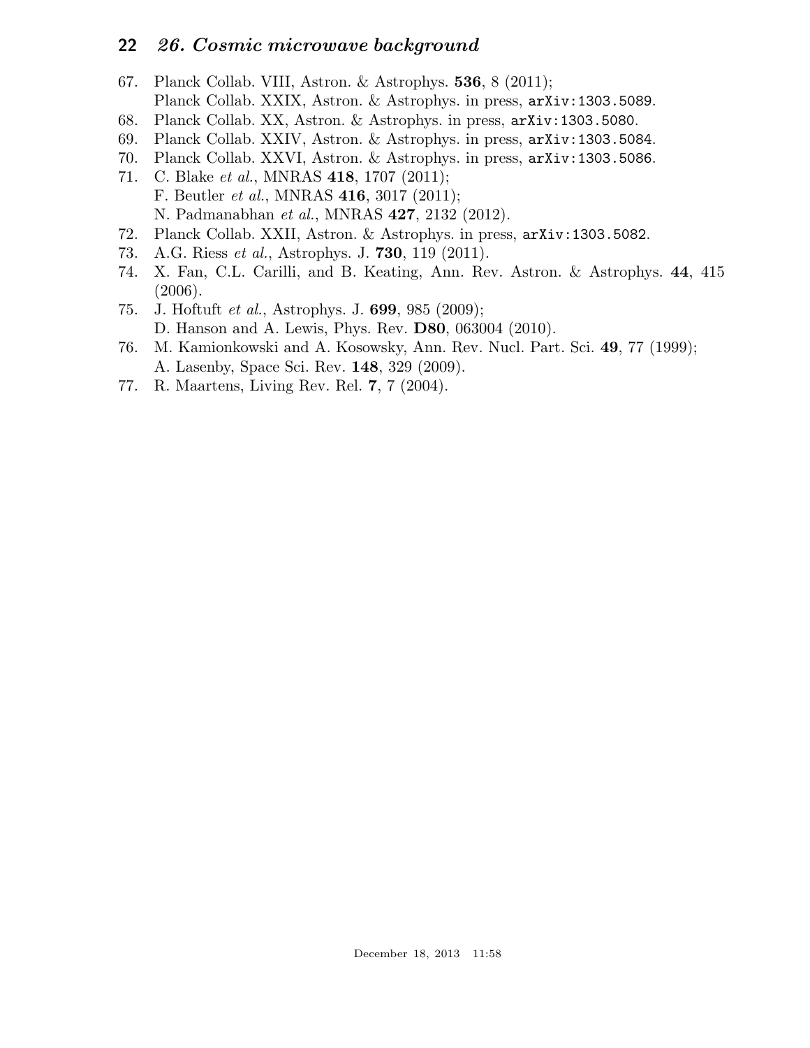67. Planck Collab. VIII, Astron. & Astrophys. **536**, 8 (2011);
    Planck Collab. XXIX, Astron. & Astrophys. in press, arXiv:1303.5089.
68. Planck Collab. XX, Astron. & Astrophys. in press, arXiv:1303.5080.
69. Planck Collab. XXIV, Astron. & Astrophys. in press, arXiv:1303.5084.
70. Planck Collab. XXVI, Astron. & Astrophys. in press, arXiv:1303.5086.
71. C. Blake *et al.*, MNRAS **418**, 1707 (2011);
    F. Beutler *et al.*, MNRAS **416**, 3017 (2011);
    N. Padmanabhan *et al.*, MNRAS **427**, 2132 (2012).
72. Planck Collab. XXII, Astron. & Astrophys. in press, arXiv:1303.5082.
73. A.G. Riess *et al.*, Astrophys. J. **730**, 119 (2011).
74. X. Fan, C.L. Carilli, and B. Keating, Ann. Rev. Astron. & Astrophys. **44**, 415 (2006).
75. J. Hoftuft *et al.*, Astrophys. J. **699**, 985 (2009);
    D. Hanson and A. Lewis, Phys. Rev. **D80**, 063004 (2010).
76. M. Kamionkowski and A. Kosowsky, Ann. Rev. Nucl. Part. Sci. **49**, 77 (1999);
    A. Lasenby, Space Sci. Rev. **148**, 329 (2009).
77. R. Maartens, Living Rev. Rel. **7**, 7 (2004).